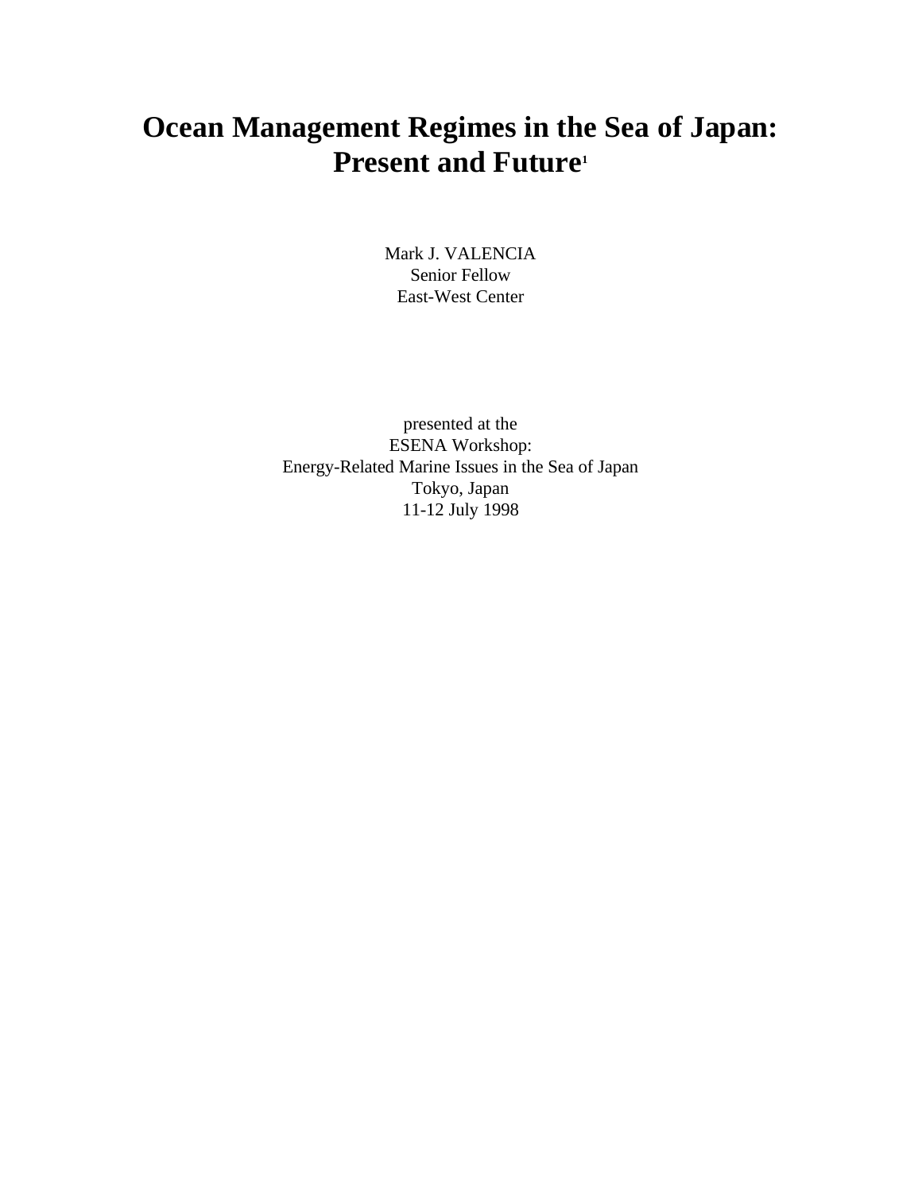# Ocean Management Regimes in the Sea of Japan: Present and Future[1]

Mark J. VALENCIA
Senior Fellow
East-West Center

presented at the
ESENA Workshop:
Energy-Related Marine Issues in the Sea of Japan
Tokyo, Japan
11-12 July 1998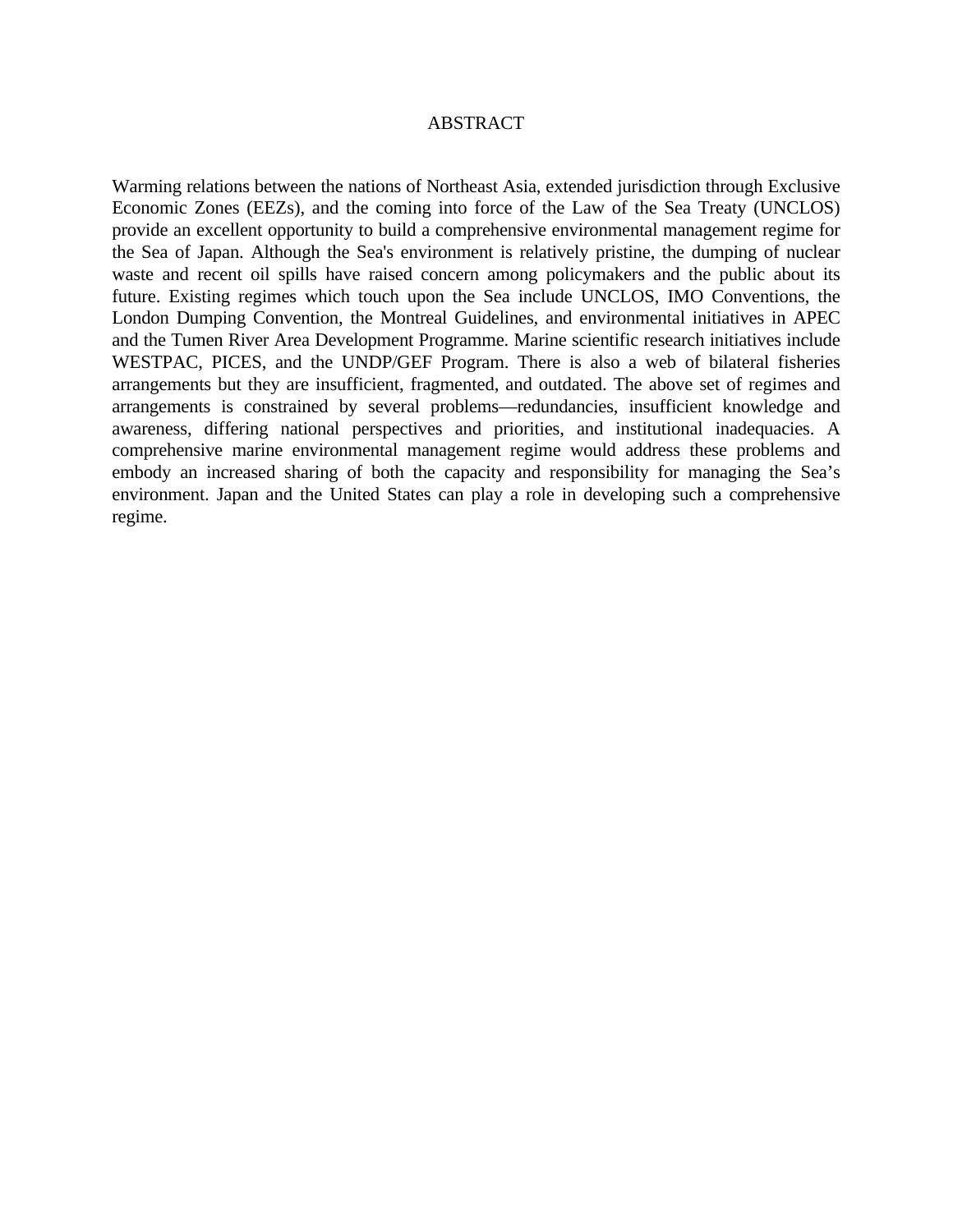## ABSTRACT

Warming relations between the nations of Northeast Asia, extended jurisdiction through Exclusive Economic Zones (EEZs), and the coming into force of the Law of the Sea Treaty (UNCLOS) provide an excellent opportunity to build a comprehensive environmental management regime for the Sea of Japan. Although the Sea's environment is relatively pristine, the dumping of nuclear waste and recent oil spills have raised concern among policymakers and the public about its future. Existing regimes which touch upon the Sea include UNCLOS, IMO Conventions, the London Dumping Convention, the Montreal Guidelines, and environmental initiatives in APEC and the Tumen River Area Development Programme. Marine scientific research initiatives include WESTPAC, PICES, and the UNDP/GEF Program. There is also a web of bilateral fisheries arrangements but they are insufficient, fragmented, and outdated. The above set of regimes and arrangements is constrained by several problems—redundancies, insufficient knowledge and awareness, differing national perspectives and priorities, and institutional inadequacies. A comprehensive marine environmental management regime would address these problems and embody an increased sharing of both the capacity and responsibility for managing the Sea's environment. Japan and the United States can play a role in developing such a comprehensive regime.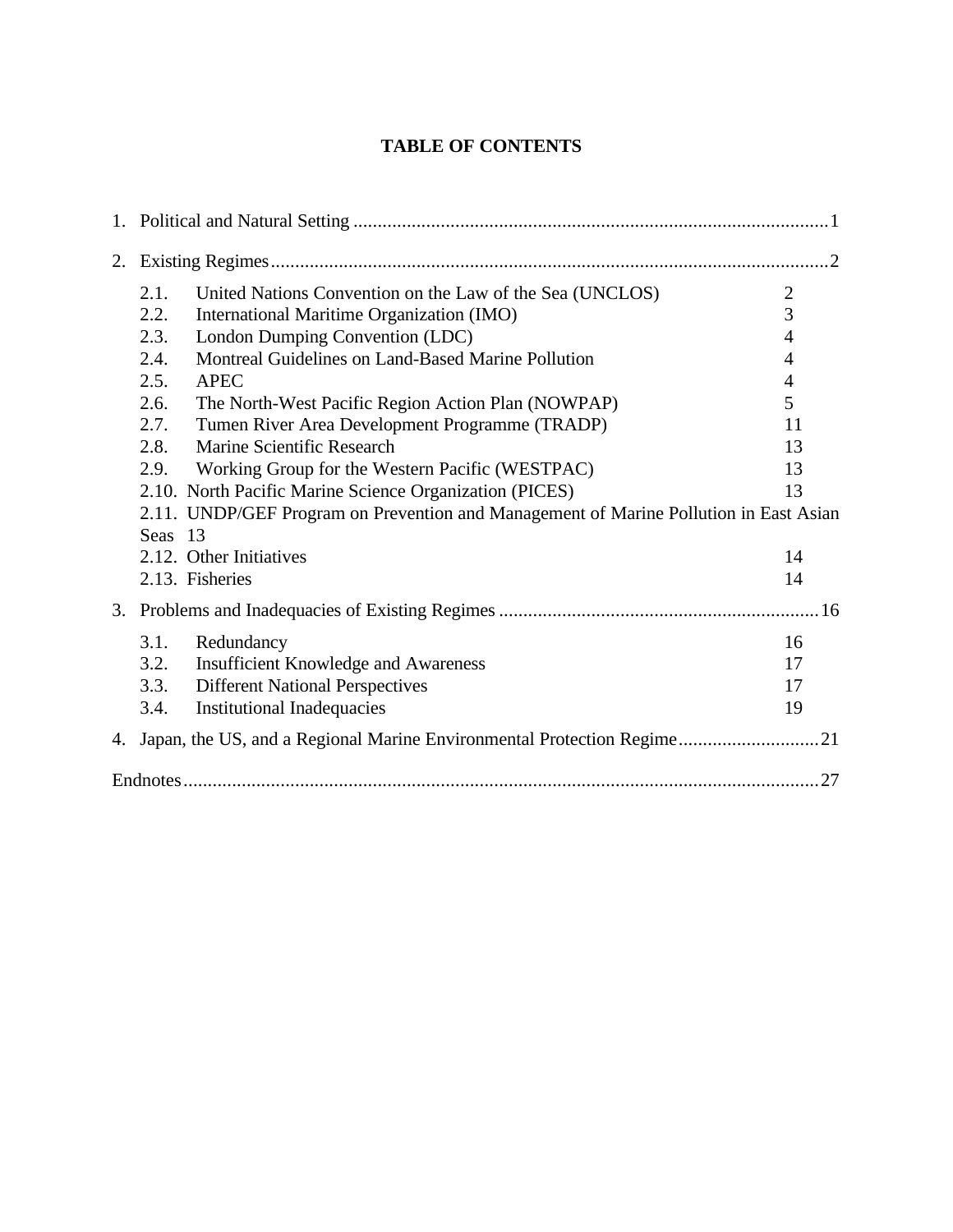# TABLE OF CONTENTS

1. Political and Natural Setting ..................................................................................................1

2. Existing Regimes...................................................................................................................2

   2.1. United Nations Convention on the Law of the Sea (UNCLOS) 2
   2.2. International Maritime Organization (IMO) 3
   2.3. London Dumping Convention (LDC) 4
   2.4. Montreal Guidelines on Land-Based Marine Pollution 4
   2.5. APEC 4
   2.6. The North-West Pacific Region Action Plan (NOWPAP) 5
   2.7. Tumen River Area Development Programme (TRADP) 11
   2.8. Marine Scientific Research 13
   2.9. Working Group for the Western Pacific (WESTPAC) 13
   2.10. North Pacific Marine Science Organization (PICES) 13
   2.11. UNDP/GEF Program on Prevention and Management of Marine Pollution in East Asian Seas 13
   2.12. Other Initiatives 14
   2.13. Fisheries 14

3. Problems and Inadequacies of Existing Regimes .................................................................16

   3.1. Redundancy 16
   3.2. Insufficient Knowledge and Awareness 17
   3.3. Different National Perspectives 17
   3.4. Institutional Inadequacies 19

4. Japan, the US, and a Regional Marine Environmental Protection Regime.............................21

Endnotes..................................................................................................................................27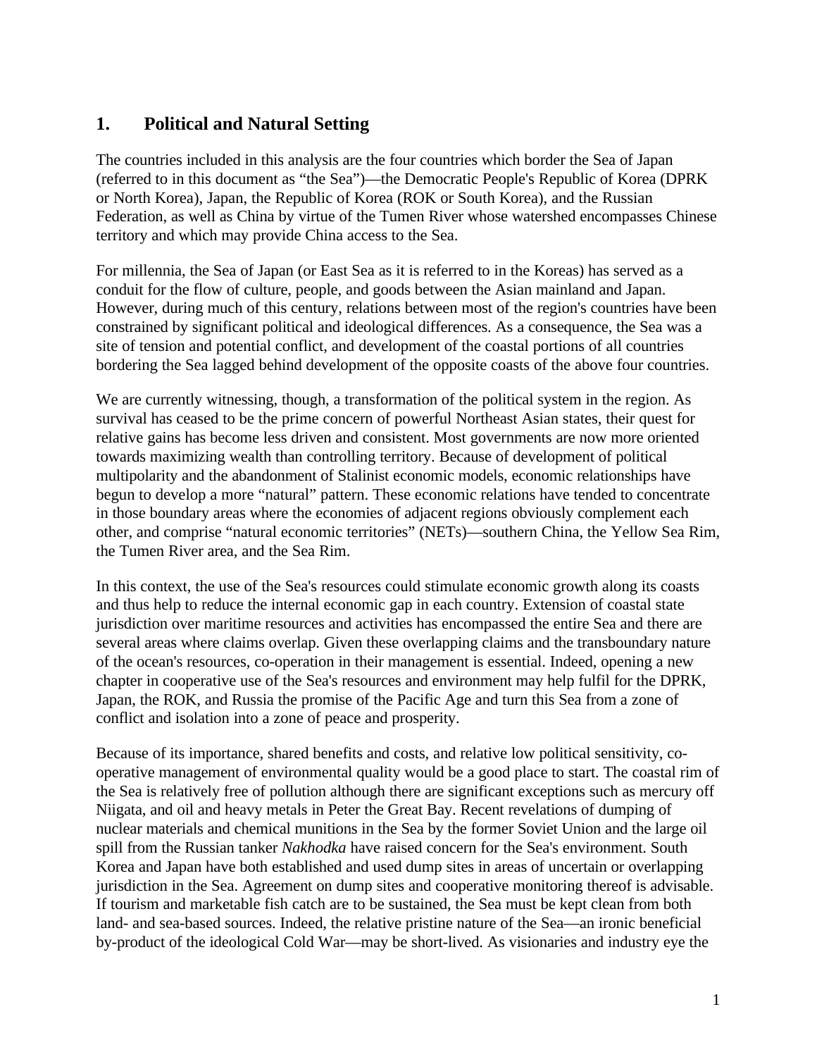## 1. Political and Natural Setting

The countries included in this analysis are the four countries which border the Sea of Japan (referred to in this document as "the Sea")—the Democratic People's Republic of Korea (DPRK or North Korea), Japan, the Republic of Korea (ROK or South Korea), and the Russian Federation, as well as China by virtue of the Tumen River whose watershed encompasses Chinese territory and which may provide China access to the Sea.

For millennia, the Sea of Japan (or East Sea as it is referred to in the Koreas) has served as a conduit for the flow of culture, people, and goods between the Asian mainland and Japan. However, during much of this century, relations between most of the region's countries have been constrained by significant political and ideological differences. As a consequence, the Sea was a site of tension and potential conflict, and development of the coastal portions of all countries bordering the Sea lagged behind development of the opposite coasts of the above four countries.

We are currently witnessing, though, a transformation of the political system in the region. As survival has ceased to be the prime concern of powerful Northeast Asian states, their quest for relative gains has become less driven and consistent. Most governments are now more oriented towards maximizing wealth than controlling territory. Because of development of political multipolarity and the abandonment of Stalinist economic models, economic relationships have begun to develop a more "natural" pattern. These economic relations have tended to concentrate in those boundary areas where the economies of adjacent regions obviously complement each other, and comprise "natural economic territories" (NETs)—southern China, the Yellow Sea Rim, the Tumen River area, and the Sea Rim.

In this context, the use of the Sea's resources could stimulate economic growth along its coasts and thus help to reduce the internal economic gap in each country. Extension of coastal state jurisdiction over maritime resources and activities has encompassed the entire Sea and there are several areas where claims overlap. Given these overlapping claims and the transboundary nature of the ocean's resources, co-operation in their management is essential. Indeed, opening a new chapter in cooperative use of the Sea's resources and environment may help fulfil for the DPRK, Japan, the ROK, and Russia the promise of the Pacific Age and turn this Sea from a zone of conflict and isolation into a zone of peace and prosperity.

Because of its importance, shared benefits and costs, and relative low political sensitivity, co-operative management of environmental quality would be a good place to start. The coastal rim of the Sea is relatively free of pollution although there are significant exceptions such as mercury off Niigata, and oil and heavy metals in Peter the Great Bay. Recent revelations of dumping of nuclear materials and chemical munitions in the Sea by the former Soviet Union and the large oil spill from the Russian tanker *Nakhodka* have raised concern for the Sea's environment. South Korea and Japan have both established and used dump sites in areas of uncertain or overlapping jurisdiction in the Sea. Agreement on dump sites and cooperative monitoring thereof is advisable. If tourism and marketable fish catch are to be sustained, the Sea must be kept clean from both land- and sea-based sources. Indeed, the relative pristine nature of the Sea—an ironic beneficial by-product of the ideological Cold War—may be short-lived. As visionaries and industry eye the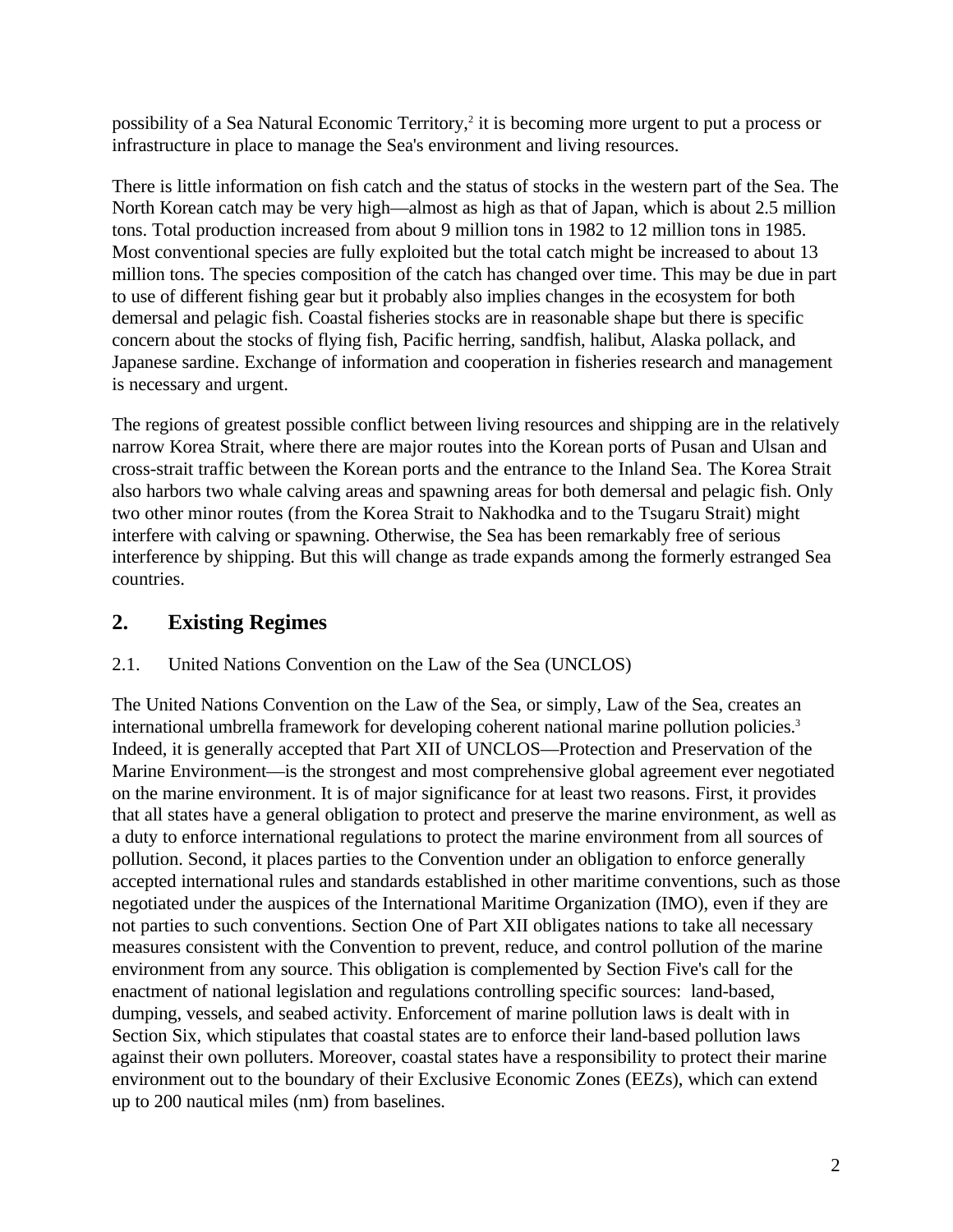possibility of a Sea Natural Economic Territory,[2] it is becoming more urgent to put a process or infrastructure in place to manage the Sea's environment and living resources.

There is little information on fish catch and the status of stocks in the western part of the Sea. The North Korean catch may be very high—almost as high as that of Japan, which is about 2.5 million tons. Total production increased from about 9 million tons in 1982 to 12 million tons in 1985. Most conventional species are fully exploited but the total catch might be increased to about 13 million tons. The species composition of the catch has changed over time. This may be due in part to use of different fishing gear but it probably also implies changes in the ecosystem for both demersal and pelagic fish. Coastal fisheries stocks are in reasonable shape but there is specific concern about the stocks of flying fish, Pacific herring, sandfish, halibut, Alaska pollack, and Japanese sardine. Exchange of information and cooperation in fisheries research and management is necessary and urgent.

The regions of greatest possible conflict between living resources and shipping are in the relatively narrow Korea Strait, where there are major routes into the Korean ports of Pusan and Ulsan and cross-strait traffic between the Korean ports and the entrance to the Inland Sea. The Korea Strait also harbors two whale calving areas and spawning areas for both demersal and pelagic fish. Only two other minor routes (from the Korea Strait to Nakhodka and to the Tsugaru Strait) might interfere with calving or spawning. Otherwise, the Sea has been remarkably free of serious interference by shipping. But this will change as trade expands among the formerly estranged Sea countries.

## 2. Existing Regimes

### 2.1. United Nations Convention on the Law of the Sea (UNCLOS)

The United Nations Convention on the Law of the Sea, or simply, Law of the Sea, creates an international umbrella framework for developing coherent national marine pollution policies.[3] Indeed, it is generally accepted that Part XII of UNCLOS—Protection and Preservation of the Marine Environment—is the strongest and most comprehensive global agreement ever negotiated on the marine environment. It is of major significance for at least two reasons. First, it provides that all states have a general obligation to protect and preserve the marine environment, as well as a duty to enforce international regulations to protect the marine environment from all sources of pollution. Second, it places parties to the Convention under an obligation to enforce generally accepted international rules and standards established in other maritime conventions, such as those negotiated under the auspices of the International Maritime Organization (IMO), even if they are not parties to such conventions. Section One of Part XII obligates nations to take all necessary measures consistent with the Convention to prevent, reduce, and control pollution of the marine environment from any source. This obligation is complemented by Section Five's call for the enactment of national legislation and regulations controlling specific sources: land-based, dumping, vessels, and seabed activity. Enforcement of marine pollution laws is dealt with in Section Six, which stipulates that coastal states are to enforce their land-based pollution laws against their own polluters. Moreover, coastal states have a responsibility to protect their marine environment out to the boundary of their Exclusive Economic Zones (EEZs), which can extend up to 200 nautical miles (nm) from baselines.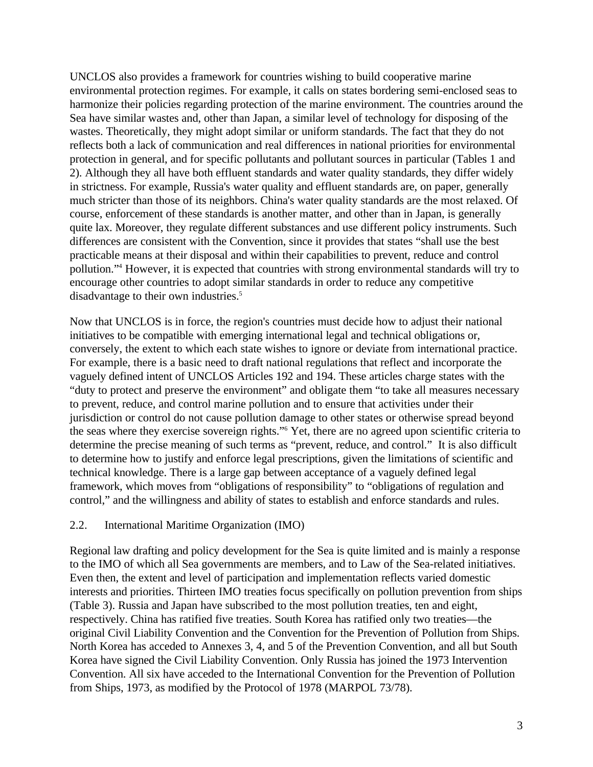UNCLOS also provides a framework for countries wishing to build cooperative marine environmental protection regimes. For example, it calls on states bordering semi-enclosed seas to harmonize their policies regarding protection of the marine environment. The countries around the Sea have similar wastes and, other than Japan, a similar level of technology for disposing of the wastes. Theoretically, they might adopt similar or uniform standards. The fact that they do not reflects both a lack of communication and real differences in national priorities for environmental protection in general, and for specific pollutants and pollutant sources in particular (Tables 1 and 2). Although they all have both effluent standards and water quality standards, they differ widely in strictness. For example, Russia's water quality and effluent standards are, on paper, generally much stricter than those of its neighbors. China's water quality standards are the most relaxed. Of course, enforcement of these standards is another matter, and other than in Japan, is generally quite lax. Moreover, they regulate different substances and use different policy instruments. Such differences are consistent with the Convention, since it provides that states "shall use the best practicable means at their disposal and within their capabilities to prevent, reduce and control pollution."[4] However, it is expected that countries with strong environmental standards will try to encourage other countries to adopt similar standards in order to reduce any competitive disadvantage to their own industries.[5]

Now that UNCLOS is in force, the region's countries must decide how to adjust their national initiatives to be compatible with emerging international legal and technical obligations or, conversely, the extent to which each state wishes to ignore or deviate from international practice. For example, there is a basic need to draft national regulations that reflect and incorporate the vaguely defined intent of UNCLOS Articles 192 and 194. These articles charge states with the "duty to protect and preserve the environment" and obligate them "to take all measures necessary to prevent, reduce, and control marine pollution and to ensure that activities under their jurisdiction or control do not cause pollution damage to other states or otherwise spread beyond the seas where they exercise sovereign rights."[6] Yet, there are no agreed upon scientific criteria to determine the precise meaning of such terms as "prevent, reduce, and control." It is also difficult to determine how to justify and enforce legal prescriptions, given the limitations of scientific and technical knowledge. There is a large gap between acceptance of a vaguely defined legal framework, which moves from "obligations of responsibility" to "obligations of regulation and control," and the willingness and ability of states to establish and enforce standards and rules.

## 2.2. International Maritime Organization (IMO)

Regional law drafting and policy development for the Sea is quite limited and is mainly a response to the IMO of which all Sea governments are members, and to Law of the Sea-related initiatives. Even then, the extent and level of participation and implementation reflects varied domestic interests and priorities. Thirteen IMO treaties focus specifically on pollution prevention from ships (Table 3). Russia and Japan have subscribed to the most pollution treaties, ten and eight, respectively. China has ratified five treaties. South Korea has ratified only two treaties—the original Civil Liability Convention and the Convention for the Prevention of Pollution from Ships. North Korea has acceded to Annexes 3, 4, and 5 of the Prevention Convention, and all but South Korea have signed the Civil Liability Convention. Only Russia has joined the 1973 Intervention Convention. All six have acceded to the International Convention for the Prevention of Pollution from Ships, 1973, as modified by the Protocol of 1978 (MARPOL 73/78).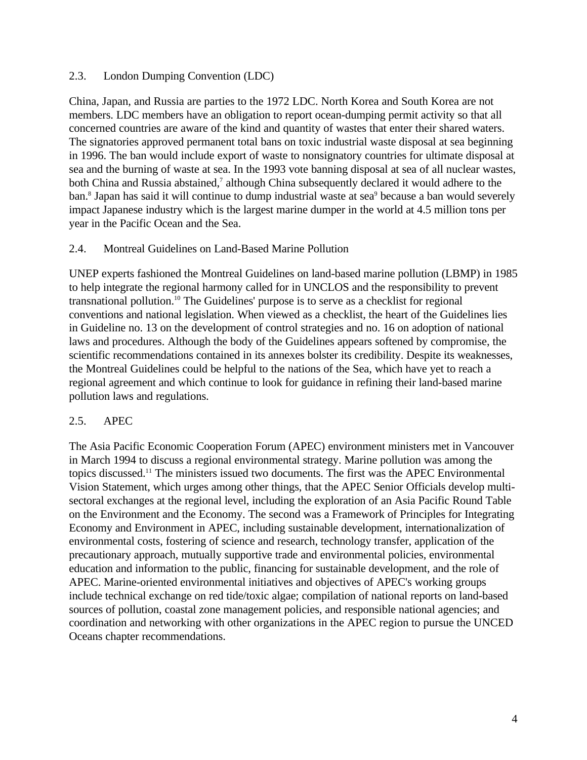## 2.3. London Dumping Convention (LDC)

China, Japan, and Russia are parties to the 1972 LDC. North Korea and South Korea are not members. LDC members have an obligation to report ocean-dumping permit activity so that all concerned countries are aware of the kind and quantity of wastes that enter their shared waters. The signatories approved permanent total bans on toxic industrial waste disposal at sea beginning in 1996. The ban would include export of waste to nonsignatory countries for ultimate disposal at sea and the burning of waste at sea. In the 1993 vote banning disposal at sea of all nuclear wastes, both China and Russia abstained,[7] although China subsequently declared it would adhere to the ban.[8] Japan has said it will continue to dump industrial waste at sea[9] because a ban would severely impact Japanese industry which is the largest marine dumper in the world at 4.5 million tons per year in the Pacific Ocean and the Sea.

## 2.4. Montreal Guidelines on Land-Based Marine Pollution

UNEP experts fashioned the Montreal Guidelines on land-based marine pollution (LBMP) in 1985 to help integrate the regional harmony called for in UNCLOS and the responsibility to prevent transnational pollution.[10] The Guidelines' purpose is to serve as a checklist for regional conventions and national legislation. When viewed as a checklist, the heart of the Guidelines lies in Guideline no. 13 on the development of control strategies and no. 16 on adoption of national laws and procedures. Although the body of the Guidelines appears softened by compromise, the scientific recommendations contained in its annexes bolster its credibility. Despite its weaknesses, the Montreal Guidelines could be helpful to the nations of the Sea, which have yet to reach a regional agreement and which continue to look for guidance in refining their land-based marine pollution laws and regulations.

## 2.5. APEC

The Asia Pacific Economic Cooperation Forum (APEC) environment ministers met in Vancouver in March 1994 to discuss a regional environmental strategy. Marine pollution was among the topics discussed.[11] The ministers issued two documents. The first was the APEC Environmental Vision Statement, which urges among other things, that the APEC Senior Officials develop multi-sectoral exchanges at the regional level, including the exploration of an Asia Pacific Round Table on the Environment and the Economy. The second was a Framework of Principles for Integrating Economy and Environment in APEC, including sustainable development, internationalization of environmental costs, fostering of science and research, technology transfer, application of the precautionary approach, mutually supportive trade and environmental policies, environmental education and information to the public, financing for sustainable development, and the role of APEC. Marine-oriented environmental initiatives and objectives of APEC's working groups include technical exchange on red tide/toxic algae; compilation of national reports on land-based sources of pollution, coastal zone management policies, and responsible national agencies; and coordination and networking with other organizations in the APEC region to pursue the UNCED Oceans chapter recommendations.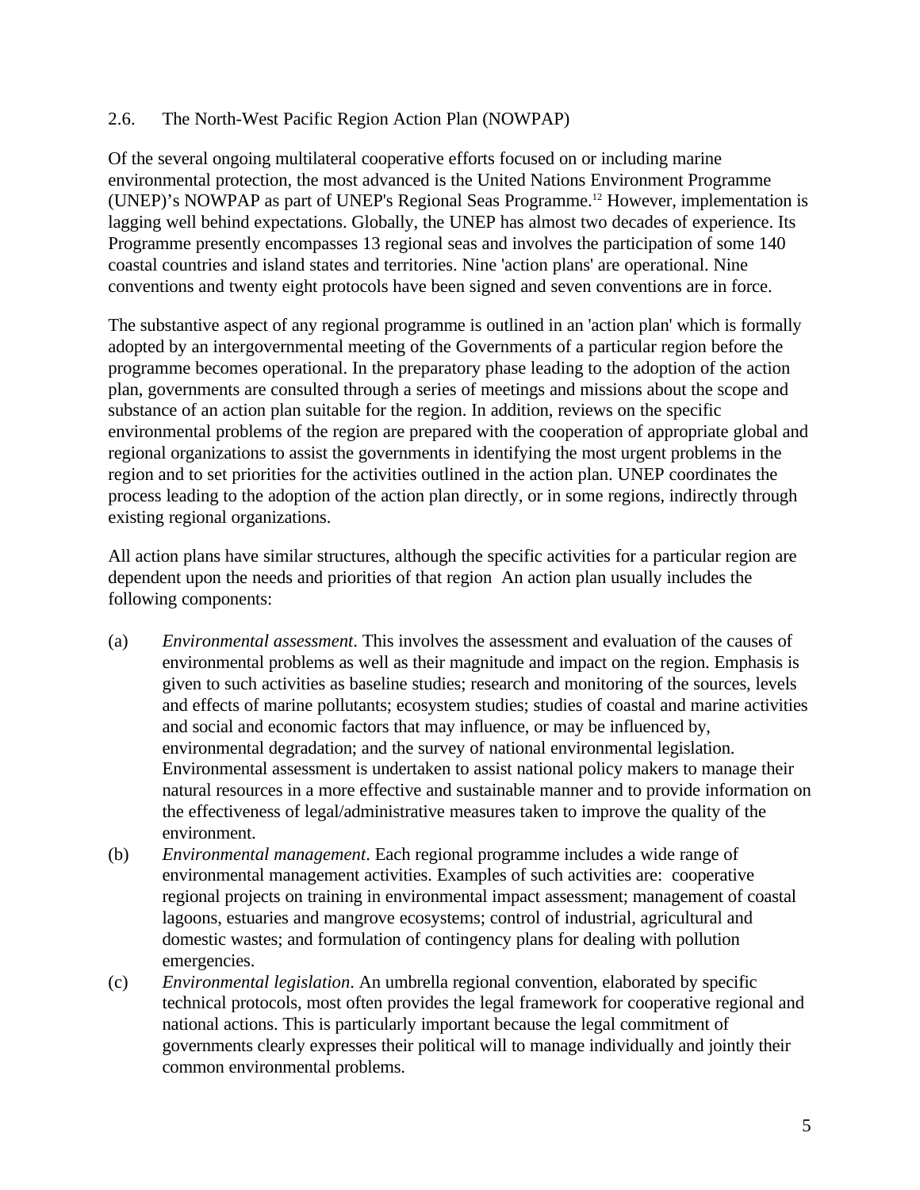## 2.6. The North-West Pacific Region Action Plan (NOWPAP)

Of the several ongoing multilateral cooperative efforts focused on or including marine environmental protection, the most advanced is the United Nations Environment Programme (UNEP)'s NOWPAP as part of UNEP's Regional Seas Programme.[12] However, implementation is lagging well behind expectations. Globally, the UNEP has almost two decades of experience. Its Programme presently encompasses 13 regional seas and involves the participation of some 140 coastal countries and island states and territories. Nine 'action plans' are operational. Nine conventions and twenty eight protocols have been signed and seven conventions are in force.

The substantive aspect of any regional programme is outlined in an 'action plan' which is formally adopted by an intergovernmental meeting of the Governments of a particular region before the programme becomes operational. In the preparatory phase leading to the adoption of the action plan, governments are consulted through a series of meetings and missions about the scope and substance of an action plan suitable for the region. In addition, reviews on the specific environmental problems of the region are prepared with the cooperation of appropriate global and regional organizations to assist the governments in identifying the most urgent problems in the region and to set priorities for the activities outlined in the action plan. UNEP coordinates the process leading to the adoption of the action plan directly, or in some regions, indirectly through existing regional organizations.

All action plans have similar structures, although the specific activities for a particular region are dependent upon the needs and priorities of that region An action plan usually includes the following components:

(a) *Environmental assessment*. This involves the assessment and evaluation of the causes of environmental problems as well as their magnitude and impact on the region. Emphasis is given to such activities as baseline studies; research and monitoring of the sources, levels and effects of marine pollutants; ecosystem studies; studies of coastal and marine activities and social and economic factors that may influence, or may be influenced by, environmental degradation; and the survey of national environmental legislation. Environmental assessment is undertaken to assist national policy makers to manage their natural resources in a more effective and sustainable manner and to provide information on the effectiveness of legal/administrative measures taken to improve the quality of the environment.

(b) *Environmental management*. Each regional programme includes a wide range of environmental management activities. Examples of such activities are: cooperative regional projects on training in environmental impact assessment; management of coastal lagoons, estuaries and mangrove ecosystems; control of industrial, agricultural and domestic wastes; and formulation of contingency plans for dealing with pollution emergencies.

(c) *Environmental legislation*. An umbrella regional convention, elaborated by specific technical protocols, most often provides the legal framework for cooperative regional and national actions. This is particularly important because the legal commitment of governments clearly expresses their political will to manage individually and jointly their common environmental problems.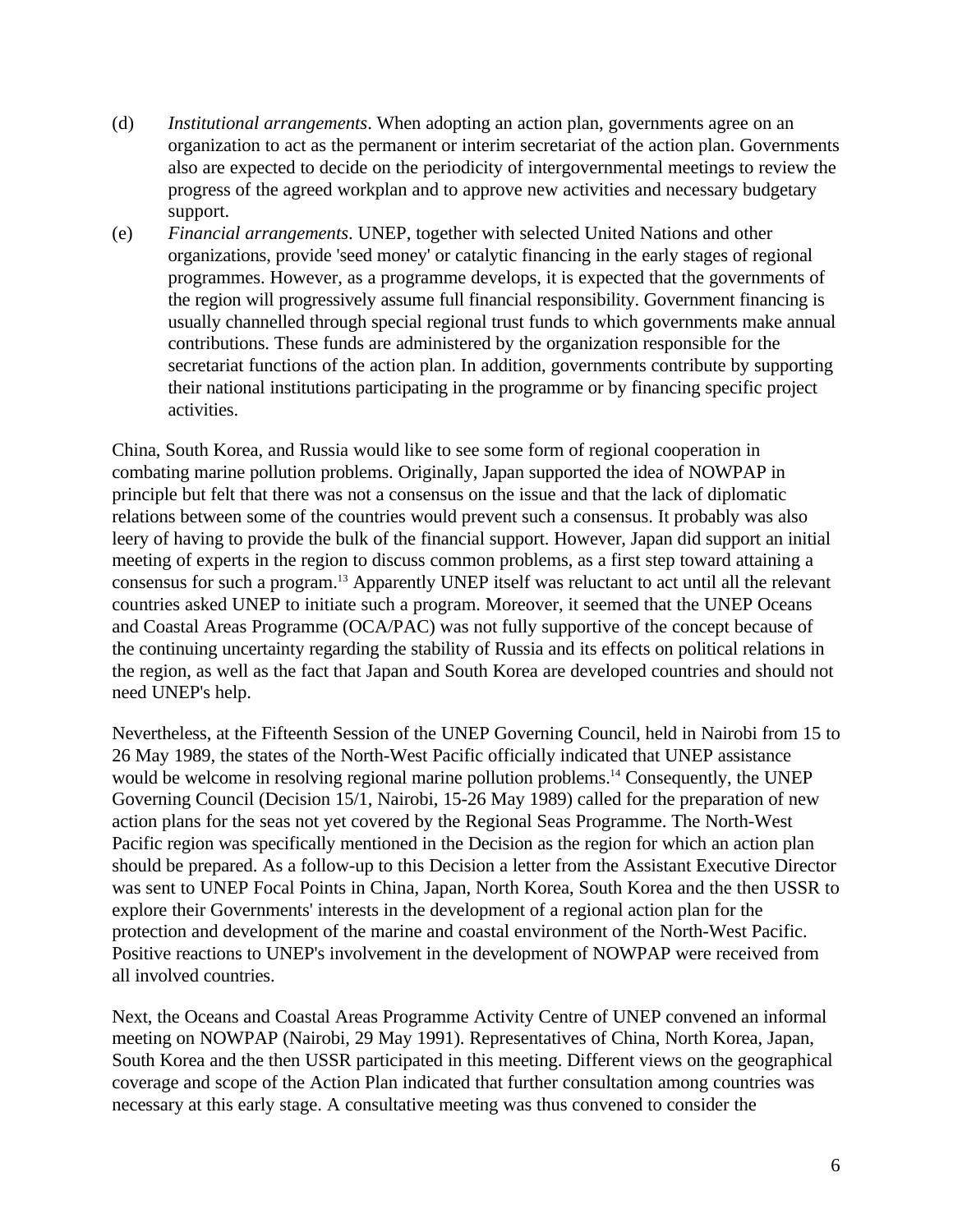(d) *Institutional arrangements*. When adopting an action plan, governments agree on an organization to act as the permanent or interim secretariat of the action plan. Governments also are expected to decide on the periodicity of intergovernmental meetings to review the progress of the agreed workplan and to approve new activities and necessary budgetary support.

(e) *Financial arrangements*. UNEP, together with selected United Nations and other organizations, provide 'seed money' or catalytic financing in the early stages of regional programmes. However, as a programme develops, it is expected that the governments of the region will progressively assume full financial responsibility. Government financing is usually channelled through special regional trust funds to which governments make annual contributions. These funds are administered by the organization responsible for the secretariat functions of the action plan. In addition, governments contribute by supporting their national institutions participating in the programme or by financing specific project activities.

China, South Korea, and Russia would like to see some form of regional cooperation in combating marine pollution problems. Originally, Japan supported the idea of NOWPAP in principle but felt that there was not a consensus on the issue and that the lack of diplomatic relations between some of the countries would prevent such a consensus. It probably was also leery of having to provide the bulk of the financial support. However, Japan did support an initial meeting of experts in the region to discuss common problems, as a first step toward attaining a consensus for such a program.[13] Apparently UNEP itself was reluctant to act until all the relevant countries asked UNEP to initiate such a program. Moreover, it seemed that the UNEP Oceans and Coastal Areas Programme (OCA/PAC) was not fully supportive of the concept because of the continuing uncertainty regarding the stability of Russia and its effects on political relations in the region, as well as the fact that Japan and South Korea are developed countries and should not need UNEP's help.

Nevertheless, at the Fifteenth Session of the UNEP Governing Council, held in Nairobi from 15 to 26 May 1989, the states of the North-West Pacific officially indicated that UNEP assistance would be welcome in resolving regional marine pollution problems.[14] Consequently, the UNEP Governing Council (Decision 15/1, Nairobi, 15-26 May 1989) called for the preparation of new action plans for the seas not yet covered by the Regional Seas Programme. The North-West Pacific region was specifically mentioned in the Decision as the region for which an action plan should be prepared. As a follow-up to this Decision a letter from the Assistant Executive Director was sent to UNEP Focal Points in China, Japan, North Korea, South Korea and the then USSR to explore their Governments' interests in the development of a regional action plan for the protection and development of the marine and coastal environment of the North-West Pacific. Positive reactions to UNEP's involvement in the development of NOWPAP were received from all involved countries.

Next, the Oceans and Coastal Areas Programme Activity Centre of UNEP convened an informal meeting on NOWPAP (Nairobi, 29 May 1991). Representatives of China, North Korea, Japan, South Korea and the then USSR participated in this meeting. Different views on the geographical coverage and scope of the Action Plan indicated that further consultation among countries was necessary at this early stage. A consultative meeting was thus convened to consider the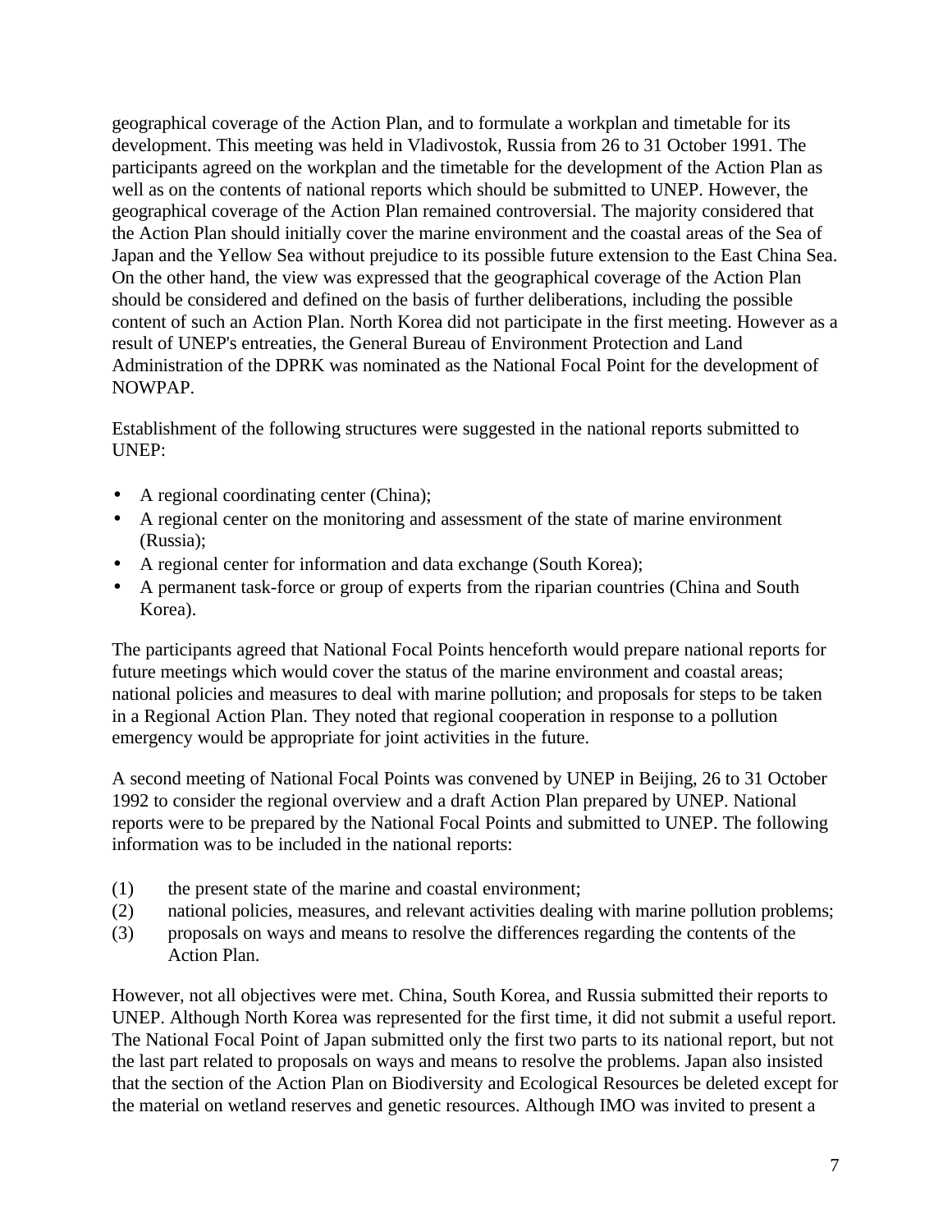geographical coverage of the Action Plan, and to formulate a workplan and timetable for its development. This meeting was held in Vladivostok, Russia from 26 to 31 October 1991. The participants agreed on the workplan and the timetable for the development of the Action Plan as well as on the contents of national reports which should be submitted to UNEP. However, the geographical coverage of the Action Plan remained controversial. The majority considered that the Action Plan should initially cover the marine environment and the coastal areas of the Sea of Japan and the Yellow Sea without prejudice to its possible future extension to the East China Sea. On the other hand, the view was expressed that the geographical coverage of the Action Plan should be considered and defined on the basis of further deliberations, including the possible content of such an Action Plan. North Korea did not participate in the first meeting. However as a result of UNEP's entreaties, the General Bureau of Environment Protection and Land Administration of the DPRK was nominated as the National Focal Point for the development of NOWPAP.

Establishment of the following structures were suggested in the national reports submitted to UNEP:

- A regional coordinating center (China);
- A regional center on the monitoring and assessment of the state of marine environment (Russia);
- A regional center for information and data exchange (South Korea);
- A permanent task-force or group of experts from the riparian countries (China and South Korea).

The participants agreed that National Focal Points henceforth would prepare national reports for future meetings which would cover the status of the marine environment and coastal areas; national policies and measures to deal with marine pollution; and proposals for steps to be taken in a Regional Action Plan. They noted that regional cooperation in response to a pollution emergency would be appropriate for joint activities in the future.

A second meeting of National Focal Points was convened by UNEP in Beijing, 26 to 31 October 1992 to consider the regional overview and a draft Action Plan prepared by UNEP. National reports were to be prepared by the National Focal Points and submitted to UNEP. The following information was to be included in the national reports:

(1) the present state of the marine and coastal environment;
(2) national policies, measures, and relevant activities dealing with marine pollution problems;
(3) proposals on ways and means to resolve the differences regarding the contents of the Action Plan.

However, not all objectives were met. China, South Korea, and Russia submitted their reports to UNEP. Although North Korea was represented for the first time, it did not submit a useful report. The National Focal Point of Japan submitted only the first two parts to its national report, but not the last part related to proposals on ways and means to resolve the problems. Japan also insisted that the section of the Action Plan on Biodiversity and Ecological Resources be deleted except for the material on wetland reserves and genetic resources. Although IMO was invited to present a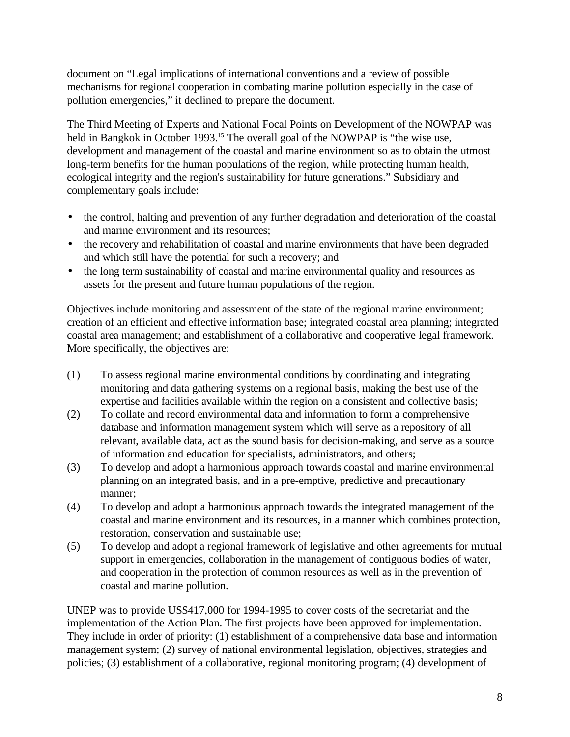document on “Legal implications of international conventions and a review of possible mechanisms for regional cooperation in combating marine pollution especially in the case of pollution emergencies,” it declined to prepare the document.

The Third Meeting of Experts and National Focal Points on Development of the NOWPAP was held in Bangkok in October 1993.[15] The overall goal of the NOWPAP is “the wise use, development and management of the coastal and marine environment so as to obtain the utmost long-term benefits for the human populations of the region, while protecting human health, ecological integrity and the region's sustainability for future generations.” Subsidiary and complementary goals include:

- the control, halting and prevention of any further degradation and deterioration of the coastal and marine environment and its resources;
- the recovery and rehabilitation of coastal and marine environments that have been degraded and which still have the potential for such a recovery; and
- the long term sustainability of coastal and marine environmental quality and resources as assets for the present and future human populations of the region.

Objectives include monitoring and assessment of the state of the regional marine environment; creation of an efficient and effective information base; integrated coastal area planning; integrated coastal area management; and establishment of a collaborative and cooperative legal framework. More specifically, the objectives are:

(1) To assess regional marine environmental conditions by coordinating and integrating monitoring and data gathering systems on a regional basis, making the best use of the expertise and facilities available within the region on a consistent and collective basis;

(2) To collate and record environmental data and information to form a comprehensive database and information management system which will serve as a repository of all relevant, available data, act as the sound basis for decision-making, and serve as a source of information and education for specialists, administrators, and others;

(3) To develop and adopt a harmonious approach towards coastal and marine environmental planning on an integrated basis, and in a pre-emptive, predictive and precautionary manner;

(4) To develop and adopt a harmonious approach towards the integrated management of the coastal and marine environment and its resources, in a manner which combines protection, restoration, conservation and sustainable use;

(5) To develop and adopt a regional framework of legislative and other agreements for mutual support in emergencies, collaboration in the management of contiguous bodies of water, and cooperation in the protection of common resources as well as in the prevention of coastal and marine pollution.

UNEP was to provide US$417,000 for 1994-1995 to cover costs of the secretariat and the implementation of the Action Plan. The first projects have been approved for implementation. They include in order of priority: (1) establishment of a comprehensive data base and information management system; (2) survey of national environmental legislation, objectives, strategies and policies; (3) establishment of a collaborative, regional monitoring program; (4) development of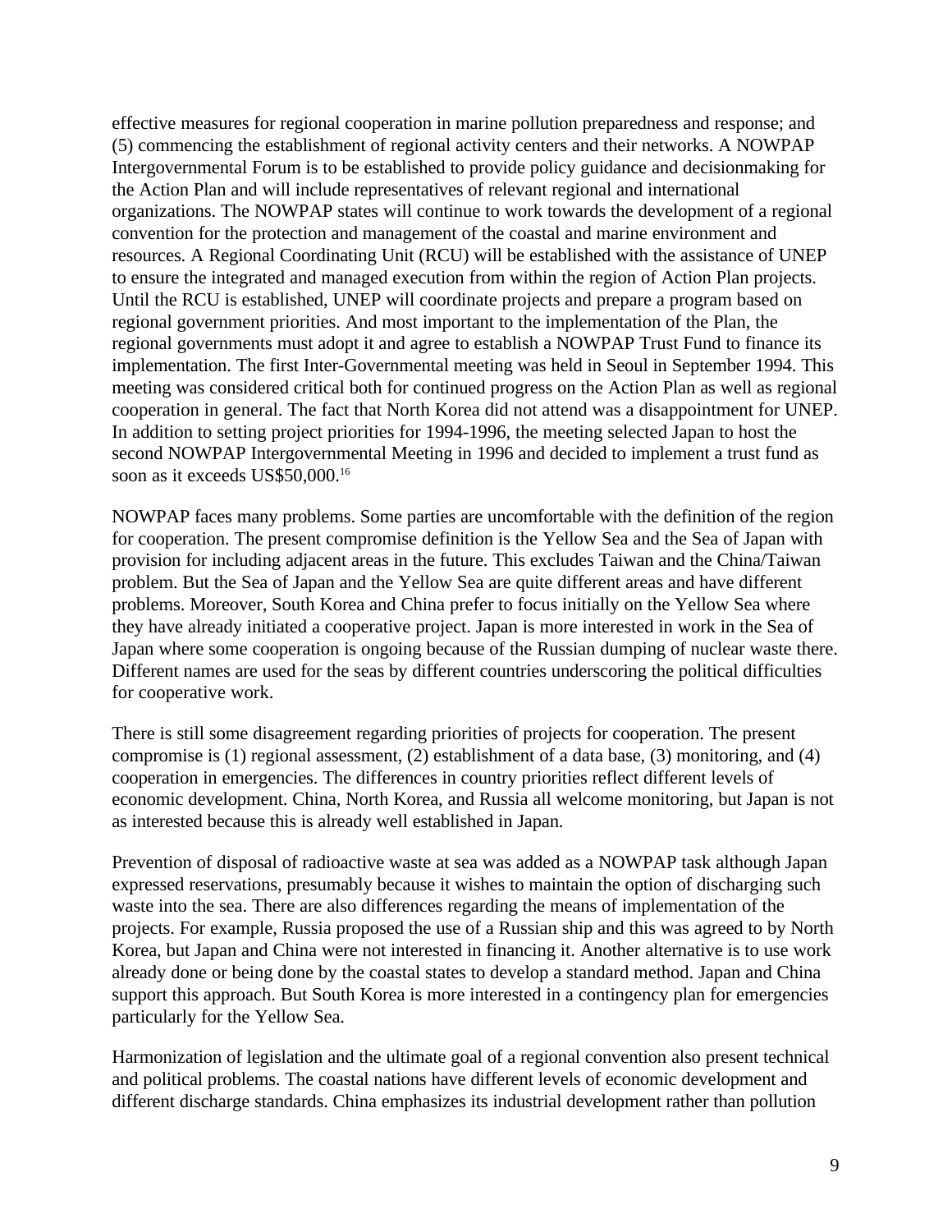effective measures for regional cooperation in marine pollution preparedness and response; and (5) commencing the establishment of regional activity centers and their networks. A NOWPAP Intergovernmental Forum is to be established to provide policy guidance and decisionmaking for the Action Plan and will include representatives of relevant regional and international organizations. The NOWPAP states will continue to work towards the development of a regional convention for the protection and management of the coastal and marine environment and resources. A Regional Coordinating Unit (RCU) will be established with the assistance of UNEP to ensure the integrated and managed execution from within the region of Action Plan projects. Until the RCU is established, UNEP will coordinate projects and prepare a program based on regional government priorities. And most important to the implementation of the Plan, the regional governments must adopt it and agree to establish a NOWPAP Trust Fund to finance its implementation. The first Inter-Governmental meeting was held in Seoul in September 1994. This meeting was considered critical both for continued progress on the Action Plan as well as regional cooperation in general. The fact that North Korea did not attend was a disappointment for UNEP. In addition to setting project priorities for 1994-1996, the meeting selected Japan to host the second NOWPAP Intergovernmental Meeting in 1996 and decided to implement a trust fund as soon as it exceeds US$50,000.[16]

NOWPAP faces many problems. Some parties are uncomfortable with the definition of the region for cooperation. The present compromise definition is the Yellow Sea and the Sea of Japan with provision for including adjacent areas in the future. This excludes Taiwan and the China/Taiwan problem. But the Sea of Japan and the Yellow Sea are quite different areas and have different problems. Moreover, South Korea and China prefer to focus initially on the Yellow Sea where they have already initiated a cooperative project. Japan is more interested in work in the Sea of Japan where some cooperation is ongoing because of the Russian dumping of nuclear waste there. Different names are used for the seas by different countries underscoring the political difficulties for cooperative work.

There is still some disagreement regarding priorities of projects for cooperation. The present compromise is (1) regional assessment, (2) establishment of a data base, (3) monitoring, and (4) cooperation in emergencies. The differences in country priorities reflect different levels of economic development. China, North Korea, and Russia all welcome monitoring, but Japan is not as interested because this is already well established in Japan.

Prevention of disposal of radioactive waste at sea was added as a NOWPAP task although Japan expressed reservations, presumably because it wishes to maintain the option of discharging such waste into the sea. There are also differences regarding the means of implementation of the projects. For example, Russia proposed the use of a Russian ship and this was agreed to by North Korea, but Japan and China were not interested in financing it. Another alternative is to use work already done or being done by the coastal states to develop a standard method. Japan and China support this approach. But South Korea is more interested in a contingency plan for emergencies particularly for the Yellow Sea.

Harmonization of legislation and the ultimate goal of a regional convention also present technical and political problems. The coastal nations have different levels of economic development and different discharge standards. China emphasizes its industrial development rather than pollution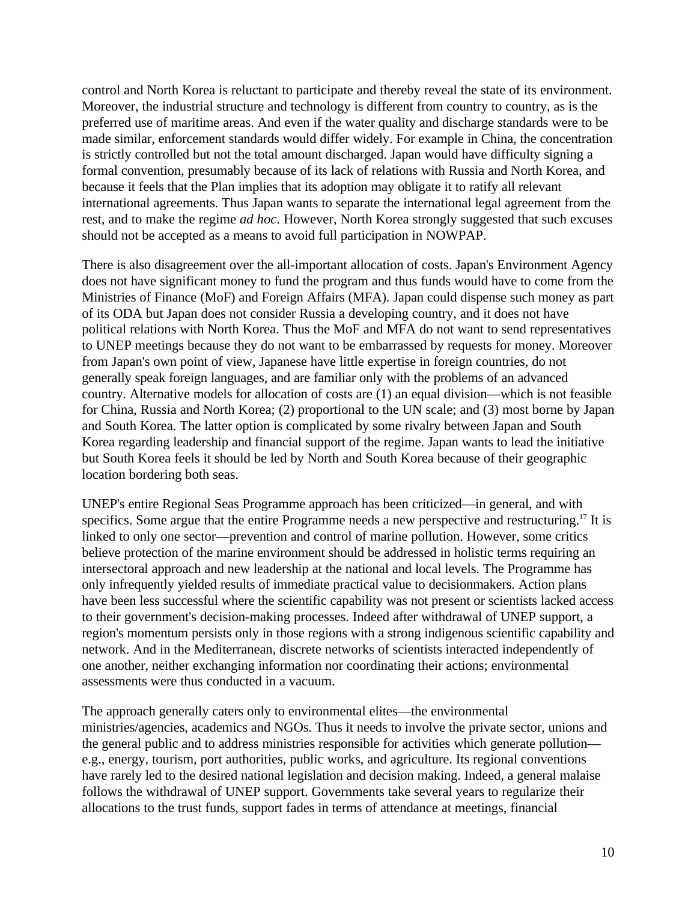control and North Korea is reluctant to participate and thereby reveal the state of its environment. Moreover, the industrial structure and technology is different from country to country, as is the preferred use of maritime areas. And even if the water quality and discharge standards were to be made similar, enforcement standards would differ widely. For example in China, the concentration is strictly controlled but not the total amount discharged. Japan would have difficulty signing a formal convention, presumably because of its lack of relations with Russia and North Korea, and because it feels that the Plan implies that its adoption may obligate it to ratify all relevant international agreements. Thus Japan wants to separate the international legal agreement from the rest, and to make the regime *ad hoc*. However, North Korea strongly suggested that such excuses should not be accepted as a means to avoid full participation in NOWPAP.

There is also disagreement over the all-important allocation of costs. Japan's Environment Agency does not have significant money to fund the program and thus funds would have to come from the Ministries of Finance (MoF) and Foreign Affairs (MFA). Japan could dispense such money as part of its ODA but Japan does not consider Russia a developing country, and it does not have political relations with North Korea. Thus the MoF and MFA do not want to send representatives to UNEP meetings because they do not want to be embarrassed by requests for money. Moreover from Japan's own point of view, Japanese have little expertise in foreign countries, do not generally speak foreign languages, and are familiar only with the problems of an advanced country. Alternative models for allocation of costs are (1) an equal division—which is not feasible for China, Russia and North Korea; (2) proportional to the UN scale; and (3) most borne by Japan and South Korea. The latter option is complicated by some rivalry between Japan and South Korea regarding leadership and financial support of the regime. Japan wants to lead the initiative but South Korea feels it should be led by North and South Korea because of their geographic location bordering both seas.

UNEP's entire Regional Seas Programme approach has been criticized—in general, and with specifics. Some argue that the entire Programme needs a new perspective and restructuring.[17] It is linked to only one sector—prevention and control of marine pollution. However, some critics believe protection of the marine environment should be addressed in holistic terms requiring an intersectoral approach and new leadership at the national and local levels. The Programme has only infrequently yielded results of immediate practical value to decisionmakers. Action plans have been less successful where the scientific capability was not present or scientists lacked access to their government's decision-making processes. Indeed after withdrawal of UNEP support, a region's momentum persists only in those regions with a strong indigenous scientific capability and network. And in the Mediterranean, discrete networks of scientists interacted independently of one another, neither exchanging information nor coordinating their actions; environmental assessments were thus conducted in a vacuum.

The approach generally caters only to environmental elites—the environmental ministries/agencies, academics and NGOs. Thus it needs to involve the private sector, unions and the general public and to address ministries responsible for activities which generate pollution—e.g., energy, tourism, port authorities, public works, and agriculture. Its regional conventions have rarely led to the desired national legislation and decision making. Indeed, a general malaise follows the withdrawal of UNEP support. Governments take several years to regularize their allocations to the trust funds, support fades in terms of attendance at meetings, financial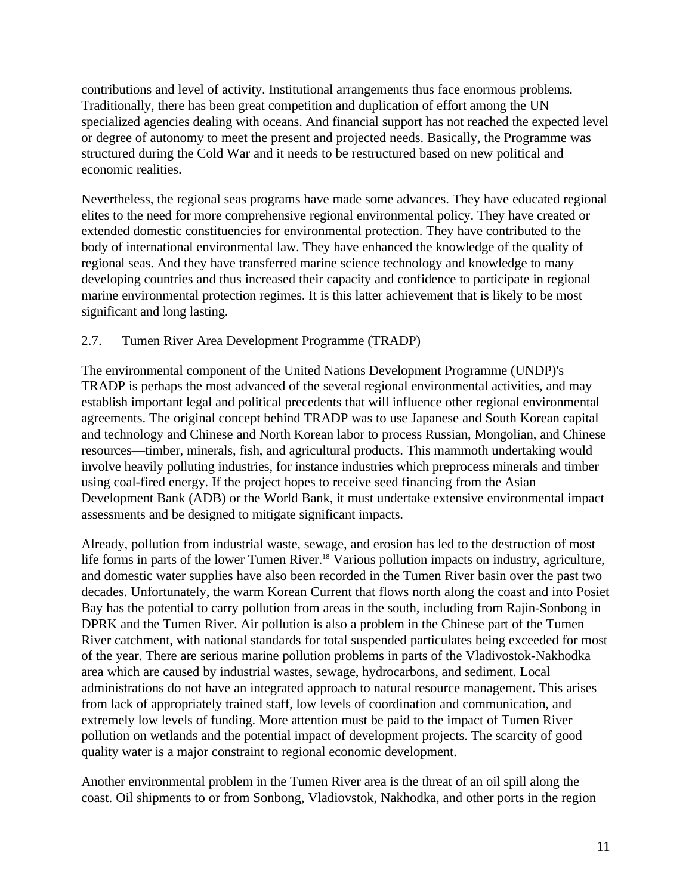contributions and level of activity. Institutional arrangements thus face enormous problems. Traditionally, there has been great competition and duplication of effort among the UN specialized agencies dealing with oceans. And financial support has not reached the expected level or degree of autonomy to meet the present and projected needs. Basically, the Programme was structured during the Cold War and it needs to be restructured based on new political and economic realities.

Nevertheless, the regional seas programs have made some advances. They have educated regional elites to the need for more comprehensive regional environmental policy. They have created or extended domestic constituencies for environmental protection. They have contributed to the body of international environmental law. They have enhanced the knowledge of the quality of regional seas. And they have transferred marine science technology and knowledge to many developing countries and thus increased their capacity and confidence to participate in regional marine environmental protection regimes. It is this latter achievement that is likely to be most significant and long lasting.

### 2.7. Tumen River Area Development Programme (TRADP)

The environmental component of the United Nations Development Programme (UNDP)'s TRADP is perhaps the most advanced of the several regional environmental activities, and may establish important legal and political precedents that will influence other regional environmental agreements. The original concept behind TRADP was to use Japanese and South Korean capital and technology and Chinese and North Korean labor to process Russian, Mongolian, and Chinese resources—timber, minerals, fish, and agricultural products. This mammoth undertaking would involve heavily polluting industries, for instance industries which preprocess minerals and timber using coal-fired energy. If the project hopes to receive seed financing from the Asian Development Bank (ADB) or the World Bank, it must undertake extensive environmental impact assessments and be designed to mitigate significant impacts.

Already, pollution from industrial waste, sewage, and erosion has led to the destruction of most life forms in parts of the lower Tumen River.[18] Various pollution impacts on industry, agriculture, and domestic water supplies have also been recorded in the Tumen River basin over the past two decades. Unfortunately, the warm Korean Current that flows north along the coast and into Posiet Bay has the potential to carry pollution from areas in the south, including from Rajin-Sonbong in DPRK and the Tumen River. Air pollution is also a problem in the Chinese part of the Tumen River catchment, with national standards for total suspended particulates being exceeded for most of the year. There are serious marine pollution problems in parts of the Vladivostok-Nakhodka area which are caused by industrial wastes, sewage, hydrocarbons, and sediment. Local administrations do not have an integrated approach to natural resource management. This arises from lack of appropriately trained staff, low levels of coordination and communication, and extremely low levels of funding. More attention must be paid to the impact of Tumen River pollution on wetlands and the potential impact of development projects. The scarcity of good quality water is a major constraint to regional economic development.

Another environmental problem in the Tumen River area is the threat of an oil spill along the coast. Oil shipments to or from Sonbong, Vladiovstok, Nakhodka, and other ports in the region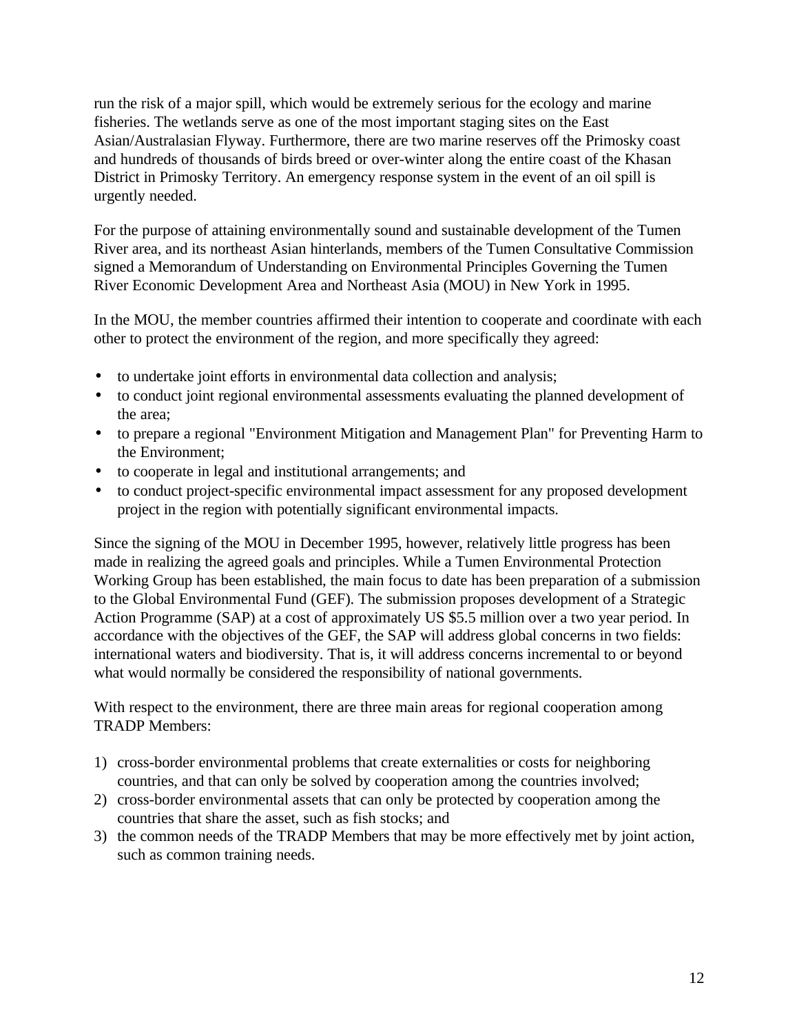run the risk of a major spill, which would be extremely serious for the ecology and marine fisheries. The wetlands serve as one of the most important staging sites on the East Asian/Australasian Flyway. Furthermore, there are two marine reserves off the Primosky coast and hundreds of thousands of birds breed or over-winter along the entire coast of the Khasan District in Primosky Territory. An emergency response system in the event of an oil spill is urgently needed.

For the purpose of attaining environmentally sound and sustainable development of the Tumen River area, and its northeast Asian hinterlands, members of the Tumen Consultative Commission signed a Memorandum of Understanding on Environmental Principles Governing the Tumen River Economic Development Area and Northeast Asia (MOU) in New York in 1995.

In the MOU, the member countries affirmed their intention to cooperate and coordinate with each other to protect the environment of the region, and more specifically they agreed:

- to undertake joint efforts in environmental data collection and analysis;
- to conduct joint regional environmental assessments evaluating the planned development of the area;
- to prepare a regional "Environment Mitigation and Management Plan" for Preventing Harm to the Environment;
- to cooperate in legal and institutional arrangements; and
- to conduct project-specific environmental impact assessment for any proposed development project in the region with potentially significant environmental impacts.

Since the signing of the MOU in December 1995, however, relatively little progress has been made in realizing the agreed goals and principles. While a Tumen Environmental Protection Working Group has been established, the main focus to date has been preparation of a submission to the Global Environmental Fund (GEF). The submission proposes development of a Strategic Action Programme (SAP) at a cost of approximately US $5.5 million over a two year period. In accordance with the objectives of the GEF, the SAP will address global concerns in two fields: international waters and biodiversity. That is, it will address concerns incremental to or beyond what would normally be considered the responsibility of national governments.

With respect to the environment, there are three main areas for regional cooperation among TRADP Members:

1) cross-border environmental problems that create externalities or costs for neighboring countries, and that can only be solved by cooperation among the countries involved;
2) cross-border environmental assets that can only be protected by cooperation among the countries that share the asset, such as fish stocks; and
3) the common needs of the TRADP Members that may be more effectively met by joint action, such as common training needs.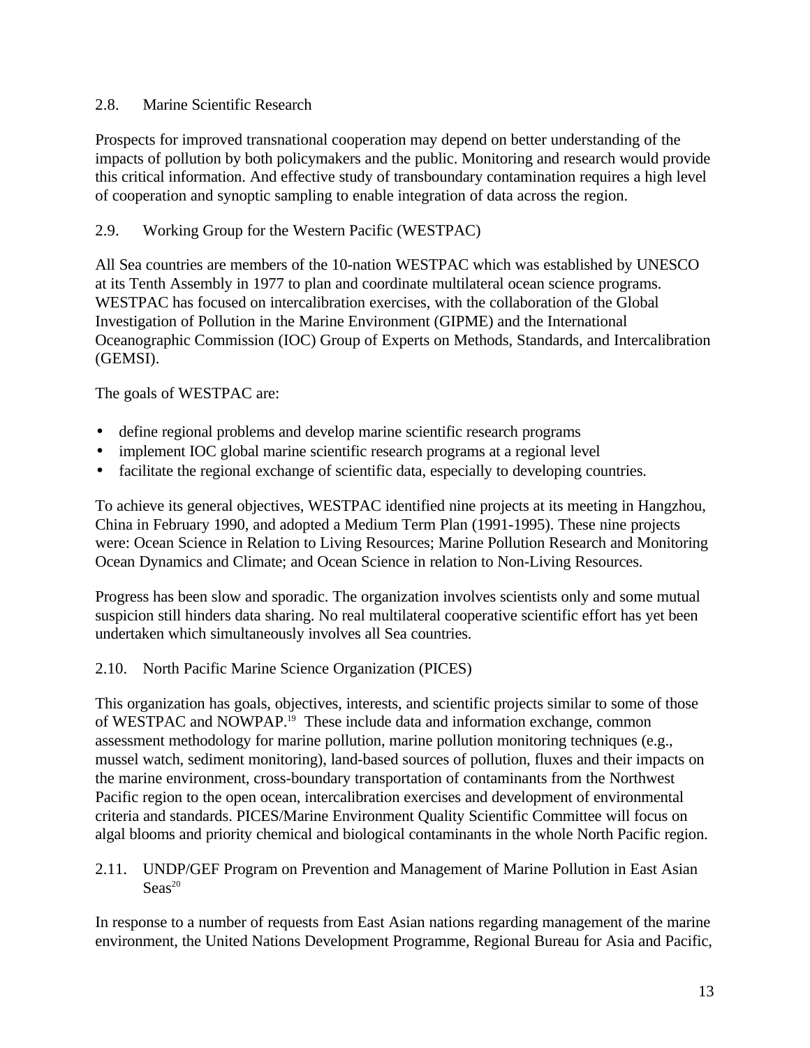## 2.8. Marine Scientific Research

Prospects for improved transnational cooperation may depend on better understanding of the impacts of pollution by both policymakers and the public. Monitoring and research would provide this critical information. And effective study of transboundary contamination requires a high level of cooperation and synoptic sampling to enable integration of data across the region.

## 2.9. Working Group for the Western Pacific (WESTPAC)

All Sea countries are members of the 10-nation WESTPAC which was established by UNESCO at its Tenth Assembly in 1977 to plan and coordinate multilateral ocean science programs. WESTPAC has focused on intercalibration exercises, with the collaboration of the Global Investigation of Pollution in the Marine Environment (GIPME) and the International Oceanographic Commission (IOC) Group of Experts on Methods, Standards, and Intercalibration (GEMSI).

The goals of WESTPAC are:

- define regional problems and develop marine scientific research programs
- implement IOC global marine scientific research programs at a regional level
- facilitate the regional exchange of scientific data, especially to developing countries.

To achieve its general objectives, WESTPAC identified nine projects at its meeting in Hangzhou, China in February 1990, and adopted a Medium Term Plan (1991-1995). These nine projects were: Ocean Science in Relation to Living Resources; Marine Pollution Research and Monitoring Ocean Dynamics and Climate; and Ocean Science in relation to Non-Living Resources.

Progress has been slow and sporadic. The organization involves scientists only and some mutual suspicion still hinders data sharing. No real multilateral cooperative scientific effort has yet been undertaken which simultaneously involves all Sea countries.

## 2.10. North Pacific Marine Science Organization (PICES)

This organization has goals, objectives, interests, and scientific projects similar to some of those of WESTPAC and NOWPAP.[19] These include data and information exchange, common assessment methodology for marine pollution, marine pollution monitoring techniques (e.g., mussel watch, sediment monitoring), land-based sources of pollution, fluxes and their impacts on the marine environment, cross-boundary transportation of contaminants from the Northwest Pacific region to the open ocean, intercalibration exercises and development of environmental criteria and standards. PICES/Marine Environment Quality Scientific Committee will focus on algal blooms and priority chemical and biological contaminants in the whole North Pacific region.

## 2.11. UNDP/GEF Program on Prevention and Management of Marine Pollution in East Asian Seas[20]

In response to a number of requests from East Asian nations regarding management of the marine environment, the United Nations Development Programme, Regional Bureau for Asia and Pacific,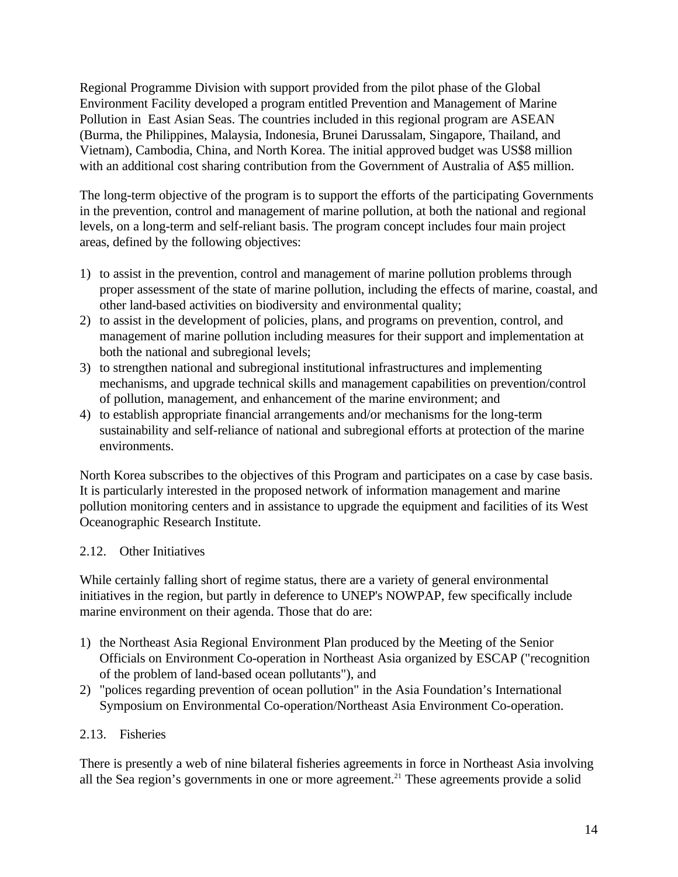Regional Programme Division with support provided from the pilot phase of the Global Environment Facility developed a program entitled Prevention and Management of Marine Pollution in East Asian Seas. The countries included in this regional program are ASEAN (Burma, the Philippines, Malaysia, Indonesia, Brunei Darussalam, Singapore, Thailand, and Vietnam), Cambodia, China, and North Korea. The initial approved budget was US$8 million with an additional cost sharing contribution from the Government of Australia of A$5 million.

The long-term objective of the program is to support the efforts of the participating Governments in the prevention, control and management of marine pollution, at both the national and regional levels, on a long-term and self-reliant basis. The program concept includes four main project areas, defined by the following objectives:

1) to assist in the prevention, control and management of marine pollution problems through proper assessment of the state of marine pollution, including the effects of marine, coastal, and other land-based activities on biodiversity and environmental quality;
2) to assist in the development of policies, plans, and programs on prevention, control, and management of marine pollution including measures for their support and implementation at both the national and subregional levels;
3) to strengthen national and subregional institutional infrastructures and implementing mechanisms, and upgrade technical skills and management capabilities on prevention/control of pollution, management, and enhancement of the marine environment; and
4) to establish appropriate financial arrangements and/or mechanisms for the long-term sustainability and self-reliance of national and subregional efforts at protection of the marine environments.

North Korea subscribes to the objectives of this Program and participates on a case by case basis. It is particularly interested in the proposed network of information management and marine pollution monitoring centers and in assistance to upgrade the equipment and facilities of its West Oceanographic Research Institute.

## 2.12. Other Initiatives

While certainly falling short of regime status, there are a variety of general environmental initiatives in the region, but partly in deference to UNEP's NOWPAP, few specifically include marine environment on their agenda. Those that do are:

1) the Northeast Asia Regional Environment Plan produced by the Meeting of the Senior Officials on Environment Co-operation in Northeast Asia organized by ESCAP ("recognition of the problem of land-based ocean pollutants"), and
2) "polices regarding prevention of ocean pollution" in the Asia Foundation's International Symposium on Environmental Co-operation/Northeast Asia Environment Co-operation.

## 2.13. Fisheries

There is presently a web of nine bilateral fisheries agreements in force in Northeast Asia involving all the Sea region's governments in one or more agreement.[21] These agreements provide a solid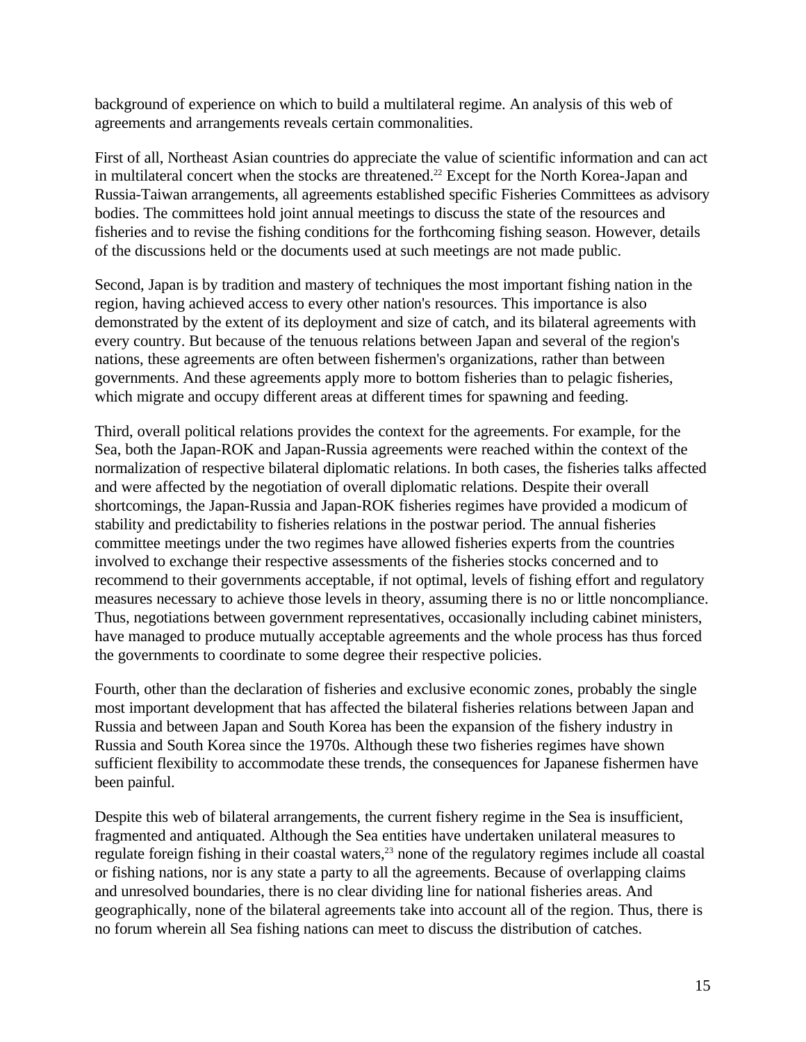background of experience on which to build a multilateral regime. An analysis of this web of agreements and arrangements reveals certain commonalities.

First of all, Northeast Asian countries do appreciate the value of scientific information and can act in multilateral concert when the stocks are threatened.[22] Except for the North Korea-Japan and Russia-Taiwan arrangements, all agreements established specific Fisheries Committees as advisory bodies. The committees hold joint annual meetings to discuss the state of the resources and fisheries and to revise the fishing conditions for the forthcoming fishing season. However, details of the discussions held or the documents used at such meetings are not made public.

Second, Japan is by tradition and mastery of techniques the most important fishing nation in the region, having achieved access to every other nation's resources. This importance is also demonstrated by the extent of its deployment and size of catch, and its bilateral agreements with every country. But because of the tenuous relations between Japan and several of the region's nations, these agreements are often between fishermen's organizations, rather than between governments. And these agreements apply more to bottom fisheries than to pelagic fisheries, which migrate and occupy different areas at different times for spawning and feeding.

Third, overall political relations provides the context for the agreements. For example, for the Sea, both the Japan-ROK and Japan-Russia agreements were reached within the context of the normalization of respective bilateral diplomatic relations. In both cases, the fisheries talks affected and were affected by the negotiation of overall diplomatic relations. Despite their overall shortcomings, the Japan-Russia and Japan-ROK fisheries regimes have provided a modicum of stability and predictability to fisheries relations in the postwar period. The annual fisheries committee meetings under the two regimes have allowed fisheries experts from the countries involved to exchange their respective assessments of the fisheries stocks concerned and to recommend to their governments acceptable, if not optimal, levels of fishing effort and regulatory measures necessary to achieve those levels in theory, assuming there is no or little noncompliance. Thus, negotiations between government representatives, occasionally including cabinet ministers, have managed to produce mutually acceptable agreements and the whole process has thus forced the governments to coordinate to some degree their respective policies.

Fourth, other than the declaration of fisheries and exclusive economic zones, probably the single most important development that has affected the bilateral fisheries relations between Japan and Russia and between Japan and South Korea has been the expansion of the fishery industry in Russia and South Korea since the 1970s. Although these two fisheries regimes have shown sufficient flexibility to accommodate these trends, the consequences for Japanese fishermen have been painful.

Despite this web of bilateral arrangements, the current fishery regime in the Sea is insufficient, fragmented and antiquated. Although the Sea entities have undertaken unilateral measures to regulate foreign fishing in their coastal waters,[23] none of the regulatory regimes include all coastal or fishing nations, nor is any state a party to all the agreements. Because of overlapping claims and unresolved boundaries, there is no clear dividing line for national fisheries areas. And geographically, none of the bilateral agreements take into account all of the region. Thus, there is no forum wherein all Sea fishing nations can meet to discuss the distribution of catches.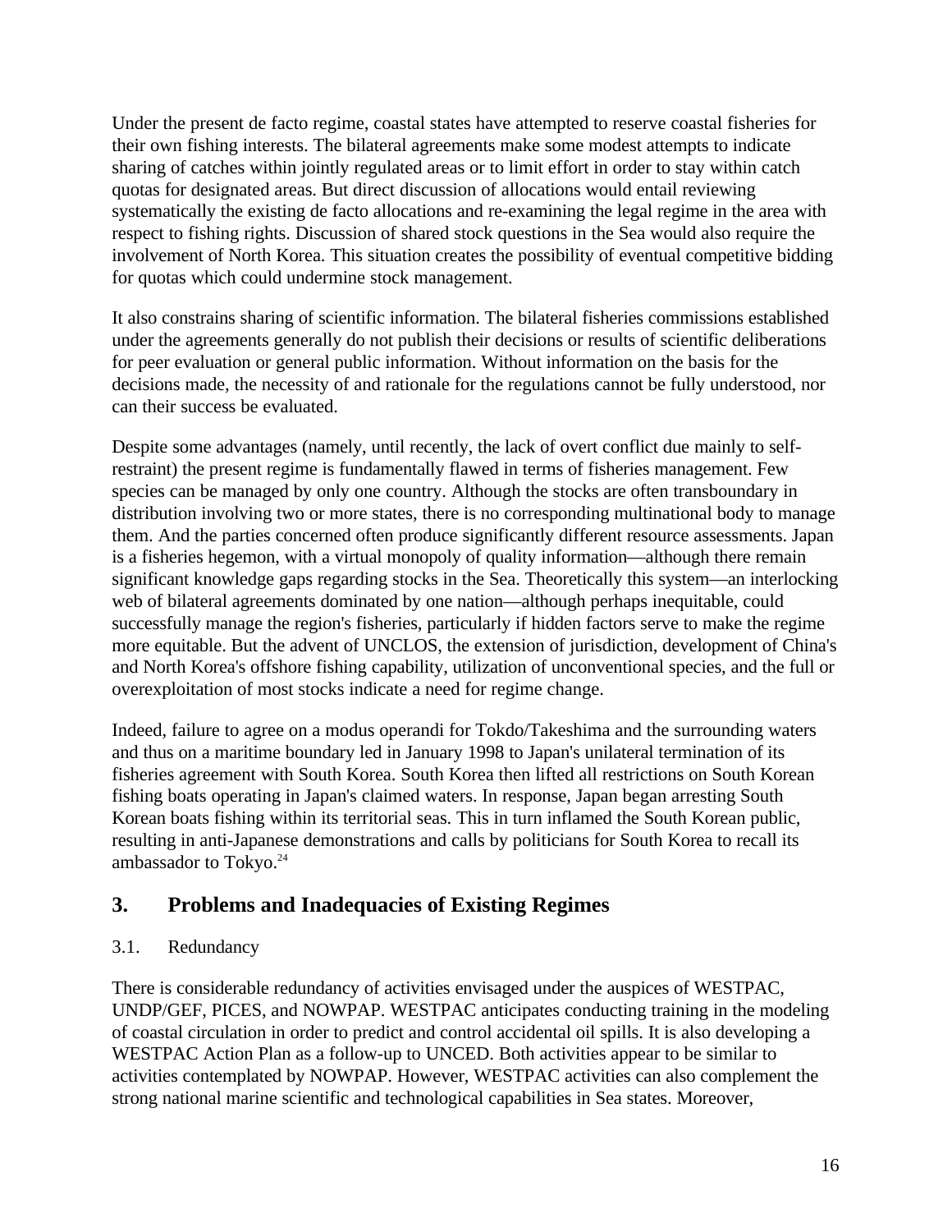Under the present de facto regime, coastal states have attempted to reserve coastal fisheries for their own fishing interests. The bilateral agreements make some modest attempts to indicate sharing of catches within jointly regulated areas or to limit effort in order to stay within catch quotas for designated areas. But direct discussion of allocations would entail reviewing systematically the existing de facto allocations and re-examining the legal regime in the area with respect to fishing rights. Discussion of shared stock questions in the Sea would also require the involvement of North Korea. This situation creates the possibility of eventual competitive bidding for quotas which could undermine stock management.

It also constrains sharing of scientific information. The bilateral fisheries commissions established under the agreements generally do not publish their decisions or results of scientific deliberations for peer evaluation or general public information. Without information on the basis for the decisions made, the necessity of and rationale for the regulations cannot be fully understood, nor can their success be evaluated.

Despite some advantages (namely, until recently, the lack of overt conflict due mainly to self-restraint) the present regime is fundamentally flawed in terms of fisheries management. Few species can be managed by only one country. Although the stocks are often transboundary in distribution involving two or more states, there is no corresponding multinational body to manage them. And the parties concerned often produce significantly different resource assessments. Japan is a fisheries hegemon, with a virtual monopoly of quality information—although there remain significant knowledge gaps regarding stocks in the Sea. Theoretically this system—an interlocking web of bilateral agreements dominated by one nation—although perhaps inequitable, could successfully manage the region's fisheries, particularly if hidden factors serve to make the regime more equitable. But the advent of UNCLOS, the extension of jurisdiction, development of China's and North Korea's offshore fishing capability, utilization of unconventional species, and the full or overexploitation of most stocks indicate a need for regime change.

Indeed, failure to agree on a modus operandi for Tokdo/Takeshima and the surrounding waters and thus on a maritime boundary led in January 1998 to Japan's unilateral termination of its fisheries agreement with South Korea. South Korea then lifted all restrictions on South Korean fishing boats operating in Japan's claimed waters. In response, Japan began arresting South Korean boats fishing within its territorial seas. This in turn inflamed the South Korean public, resulting in anti-Japanese demonstrations and calls by politicians for South Korea to recall its ambassador to Tokyo.[24]

## 3. Problems and Inadequacies of Existing Regimes

### 3.1. Redundancy

There is considerable redundancy of activities envisaged under the auspices of WESTPAC, UNDP/GEF, PICES, and NOWPAP. WESTPAC anticipates conducting training in the modeling of coastal circulation in order to predict and control accidental oil spills. It is also developing a WESTPAC Action Plan as a follow-up to UNCED. Both activities appear to be similar to activities contemplated by NOWPAP. However, WESTPAC activities can also complement the strong national marine scientific and technological capabilities in Sea states. Moreover,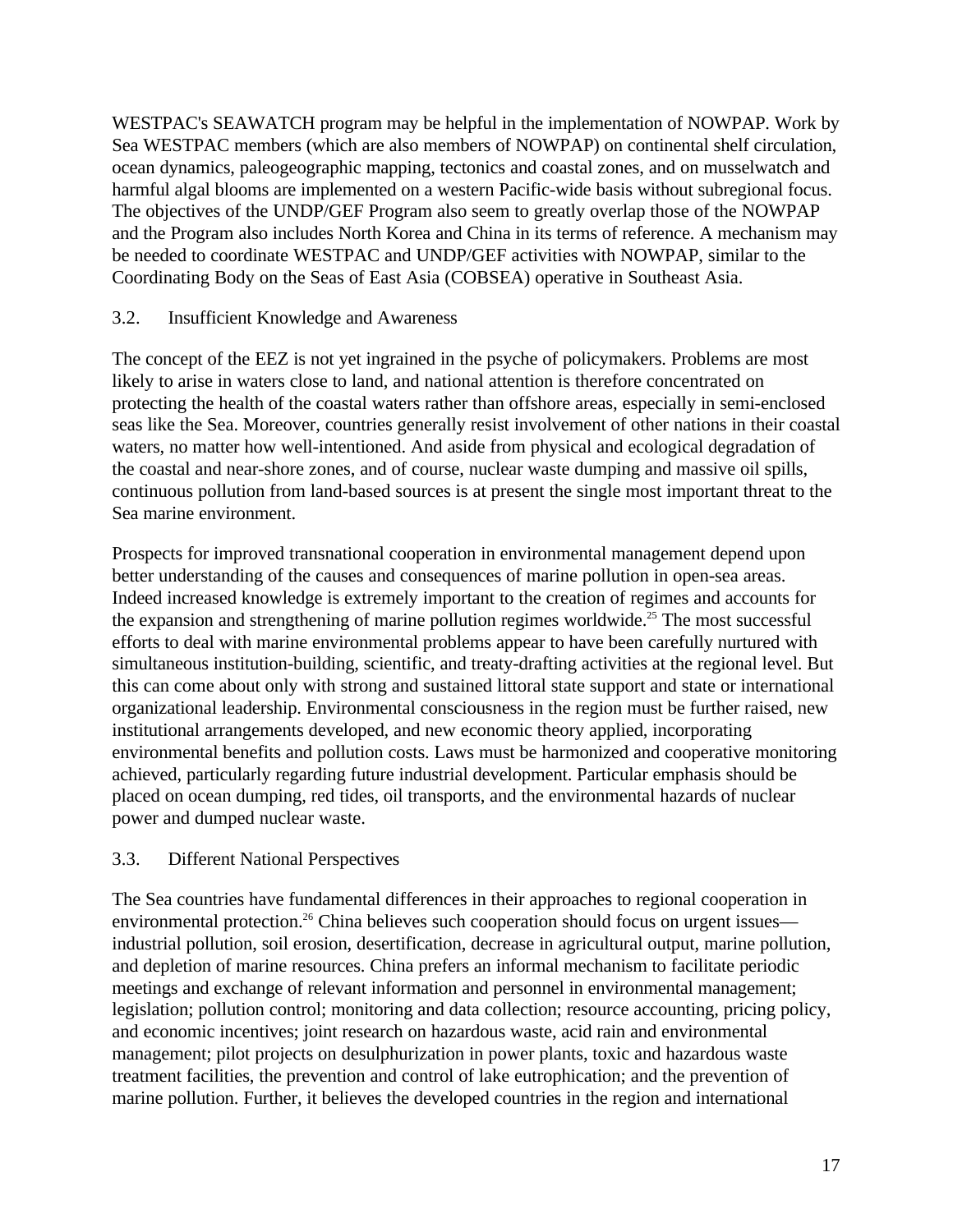WESTPAC's SEAWATCH program may be helpful in the implementation of NOWPAP. Work by Sea WESTPAC members (which are also members of NOWPAP) on continental shelf circulation, ocean dynamics, paleogeographic mapping, tectonics and coastal zones, and on musselwatch and harmful algal blooms are implemented on a western Pacific-wide basis without subregional focus. The objectives of the UNDP/GEF Program also seem to greatly overlap those of the NOWPAP and the Program also includes North Korea and China in its terms of reference. A mechanism may be needed to coordinate WESTPAC and UNDP/GEF activities with NOWPAP, similar to the Coordinating Body on the Seas of East Asia (COBSEA) operative in Southeast Asia.

### 3.2. Insufficient Knowledge and Awareness

The concept of the EEZ is not yet ingrained in the psyche of policymakers. Problems are most likely to arise in waters close to land, and national attention is therefore concentrated on protecting the health of the coastal waters rather than offshore areas, especially in semi-enclosed seas like the Sea. Moreover, countries generally resist involvement of other nations in their coastal waters, no matter how well-intentioned. And aside from physical and ecological degradation of the coastal and near-shore zones, and of course, nuclear waste dumping and massive oil spills, continuous pollution from land-based sources is at present the single most important threat to the Sea marine environment.

Prospects for improved transnational cooperation in environmental management depend upon better understanding of the causes and consequences of marine pollution in open-sea areas. Indeed increased knowledge is extremely important to the creation of regimes and accounts for the expansion and strengthening of marine pollution regimes worldwide.[25] The most successful efforts to deal with marine environmental problems appear to have been carefully nurtured with simultaneous institution-building, scientific, and treaty-drafting activities at the regional level. But this can come about only with strong and sustained littoral state support and state or international organizational leadership. Environmental consciousness in the region must be further raised, new institutional arrangements developed, and new economic theory applied, incorporating environmental benefits and pollution costs. Laws must be harmonized and cooperative monitoring achieved, particularly regarding future industrial development. Particular emphasis should be placed on ocean dumping, red tides, oil transports, and the environmental hazards of nuclear power and dumped nuclear waste.

### 3.3. Different National Perspectives

The Sea countries have fundamental differences in their approaches to regional cooperation in environmental protection.[26] China believes such cooperation should focus on urgent issues—industrial pollution, soil erosion, desertification, decrease in agricultural output, marine pollution, and depletion of marine resources. China prefers an informal mechanism to facilitate periodic meetings and exchange of relevant information and personnel in environmental management; legislation; pollution control; monitoring and data collection; resource accounting, pricing policy, and economic incentives; joint research on hazardous waste, acid rain and environmental management; pilot projects on desulphurization in power plants, toxic and hazardous waste treatment facilities, the prevention and control of lake eutrophication; and the prevention of marine pollution. Further, it believes the developed countries in the region and international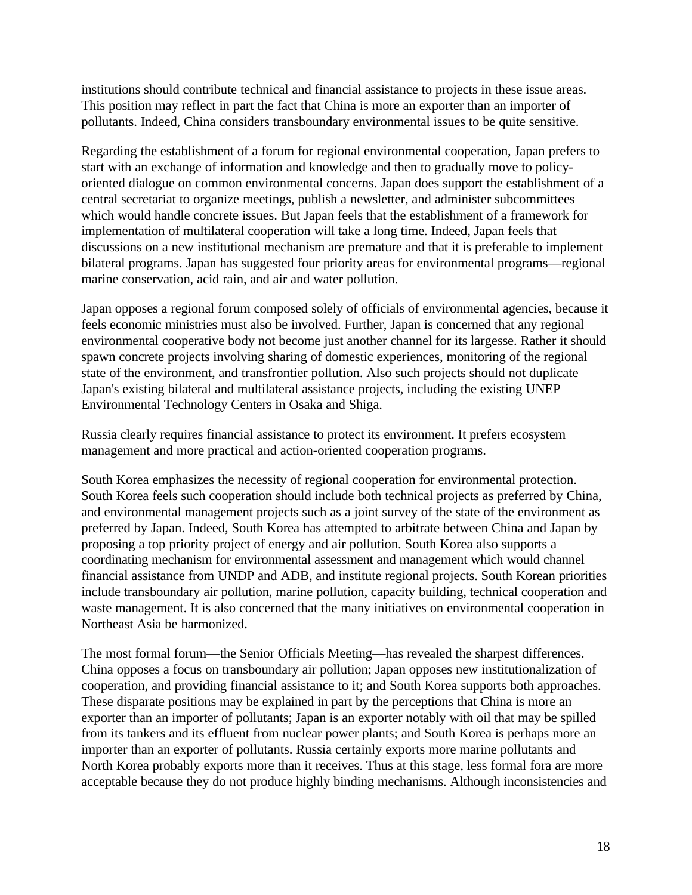institutions should contribute technical and financial assistance to projects in these issue areas. This position may reflect in part the fact that China is more an exporter than an importer of pollutants. Indeed, China considers transboundary environmental issues to be quite sensitive.

Regarding the establishment of a forum for regional environmental cooperation, Japan prefers to start with an exchange of information and knowledge and then to gradually move to policy-oriented dialogue on common environmental concerns. Japan does support the establishment of a central secretariat to organize meetings, publish a newsletter, and administer subcommittees which would handle concrete issues. But Japan feels that the establishment of a framework for implementation of multilateral cooperation will take a long time. Indeed, Japan feels that discussions on a new institutional mechanism are premature and that it is preferable to implement bilateral programs. Japan has suggested four priority areas for environmental programs—regional marine conservation, acid rain, and air and water pollution.

Japan opposes a regional forum composed solely of officials of environmental agencies, because it feels economic ministries must also be involved. Further, Japan is concerned that any regional environmental cooperative body not become just another channel for its largesse. Rather it should spawn concrete projects involving sharing of domestic experiences, monitoring of the regional state of the environment, and transfrontier pollution. Also such projects should not duplicate Japan's existing bilateral and multilateral assistance projects, including the existing UNEP Environmental Technology Centers in Osaka and Shiga.

Russia clearly requires financial assistance to protect its environment. It prefers ecosystem management and more practical and action-oriented cooperation programs.

South Korea emphasizes the necessity of regional cooperation for environmental protection. South Korea feels such cooperation should include both technical projects as preferred by China, and environmental management projects such as a joint survey of the state of the environment as preferred by Japan. Indeed, South Korea has attempted to arbitrate between China and Japan by proposing a top priority project of energy and air pollution. South Korea also supports a coordinating mechanism for environmental assessment and management which would channel financial assistance from UNDP and ADB, and institute regional projects. South Korean priorities include transboundary air pollution, marine pollution, capacity building, technical cooperation and waste management. It is also concerned that the many initiatives on environmental cooperation in Northeast Asia be harmonized.

The most formal forum—the Senior Officials Meeting—has revealed the sharpest differences. China opposes a focus on transboundary air pollution; Japan opposes new institutionalization of cooperation, and providing financial assistance to it; and South Korea supports both approaches. These disparate positions may be explained in part by the perceptions that China is more an exporter than an importer of pollutants; Japan is an exporter notably with oil that may be spilled from its tankers and its effluent from nuclear power plants; and South Korea is perhaps more an importer than an exporter of pollutants. Russia certainly exports more marine pollutants and North Korea probably exports more than it receives. Thus at this stage, less formal fora are more acceptable because they do not produce highly binding mechanisms. Although inconsistencies and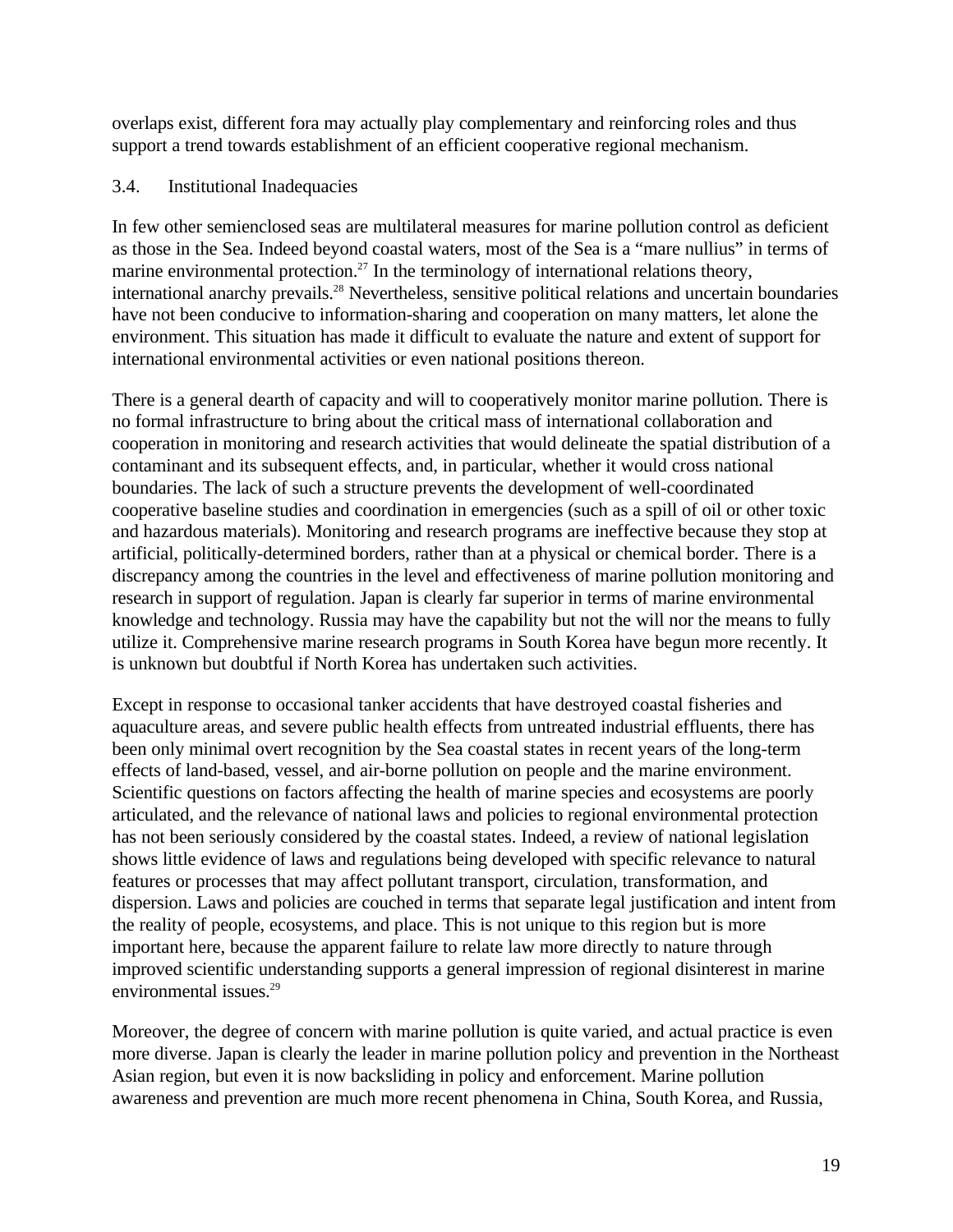overlaps exist, different fora may actually play complementary and reinforcing roles and thus support a trend towards establishment of an efficient cooperative regional mechanism.

### 3.4. Institutional Inadequacies

In few other semienclosed seas are multilateral measures for marine pollution control as deficient as those in the Sea. Indeed beyond coastal waters, most of the Sea is a "mare nullius" in terms of marine environmental protection.[27] In the terminology of international relations theory, international anarchy prevails.[28] Nevertheless, sensitive political relations and uncertain boundaries have not been conducive to information-sharing and cooperation on many matters, let alone the environment. This situation has made it difficult to evaluate the nature and extent of support for international environmental activities or even national positions thereon.

There is a general dearth of capacity and will to cooperatively monitor marine pollution. There is no formal infrastructure to bring about the critical mass of international collaboration and cooperation in monitoring and research activities that would delineate the spatial distribution of a contaminant and its subsequent effects, and, in particular, whether it would cross national boundaries. The lack of such a structure prevents the development of well-coordinated cooperative baseline studies and coordination in emergencies (such as a spill of oil or other toxic and hazardous materials). Monitoring and research programs are ineffective because they stop at artificial, politically-determined borders, rather than at a physical or chemical border. There is a discrepancy among the countries in the level and effectiveness of marine pollution monitoring and research in support of regulation. Japan is clearly far superior in terms of marine environmental knowledge and technology. Russia may have the capability but not the will nor the means to fully utilize it. Comprehensive marine research programs in South Korea have begun more recently. It is unknown but doubtful if North Korea has undertaken such activities.

Except in response to occasional tanker accidents that have destroyed coastal fisheries and aquaculture areas, and severe public health effects from untreated industrial effluents, there has been only minimal overt recognition by the Sea coastal states in recent years of the long-term effects of land-based, vessel, and air-borne pollution on people and the marine environment. Scientific questions on factors affecting the health of marine species and ecosystems are poorly articulated, and the relevance of national laws and policies to regional environmental protection has not been seriously considered by the coastal states. Indeed, a review of national legislation shows little evidence of laws and regulations being developed with specific relevance to natural features or processes that may affect pollutant transport, circulation, transformation, and dispersion. Laws and policies are couched in terms that separate legal justification and intent from the reality of people, ecosystems, and place. This is not unique to this region but is more important here, because the apparent failure to relate law more directly to nature through improved scientific understanding supports a general impression of regional disinterest in marine environmental issues.[29]

Moreover, the degree of concern with marine pollution is quite varied, and actual practice is even more diverse. Japan is clearly the leader in marine pollution policy and prevention in the Northeast Asian region, but even it is now backsliding in policy and enforcement. Marine pollution awareness and prevention are much more recent phenomena in China, South Korea, and Russia,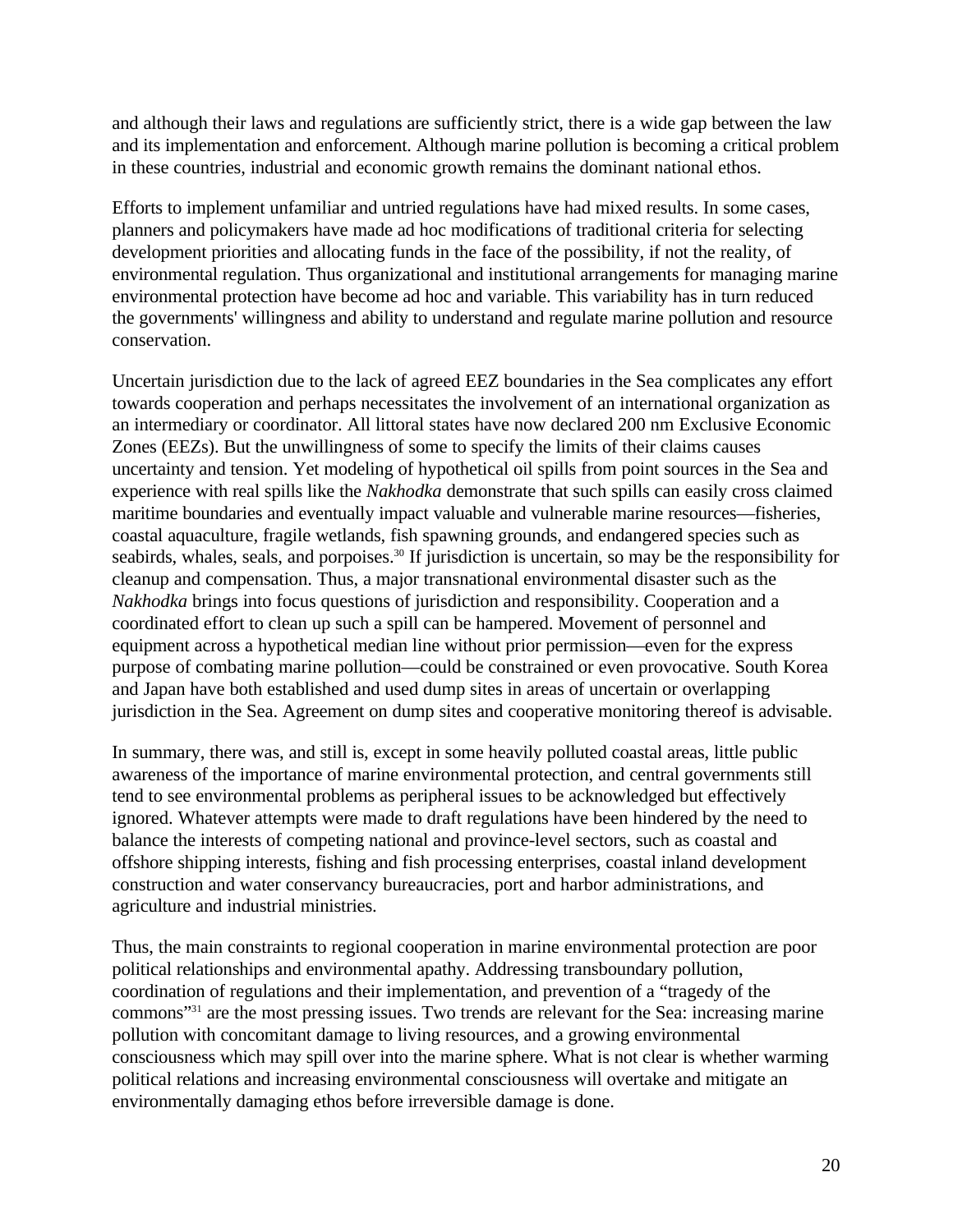and although their laws and regulations are sufficiently strict, there is a wide gap between the law and its implementation and enforcement. Although marine pollution is becoming a critical problem in these countries, industrial and economic growth remains the dominant national ethos.

Efforts to implement unfamiliar and untried regulations have had mixed results. In some cases, planners and policymakers have made ad hoc modifications of traditional criteria for selecting development priorities and allocating funds in the face of the possibility, if not the reality, of environmental regulation. Thus organizational and institutional arrangements for managing marine environmental protection have become ad hoc and variable. This variability has in turn reduced the governments' willingness and ability to understand and regulate marine pollution and resource conservation.

Uncertain jurisdiction due to the lack of agreed EEZ boundaries in the Sea complicates any effort towards cooperation and perhaps necessitates the involvement of an international organization as an intermediary or coordinator. All littoral states have now declared 200 nm Exclusive Economic Zones (EEZs). But the unwillingness of some to specify the limits of their claims causes uncertainty and tension. Yet modeling of hypothetical oil spills from point sources in the Sea and experience with real spills like the *Nakhodka* demonstrate that such spills can easily cross claimed maritime boundaries and eventually impact valuable and vulnerable marine resources—fisheries, coastal aquaculture, fragile wetlands, fish spawning grounds, and endangered species such as seabirds, whales, seals, and porpoises.[30] If jurisdiction is uncertain, so may be the responsibility for cleanup and compensation. Thus, a major transnational environmental disaster such as the *Nakhodka* brings into focus questions of jurisdiction and responsibility. Cooperation and a coordinated effort to clean up such a spill can be hampered. Movement of personnel and equipment across a hypothetical median line without prior permission—even for the express purpose of combating marine pollution—could be constrained or even provocative. South Korea and Japan have both established and used dump sites in areas of uncertain or overlapping jurisdiction in the Sea. Agreement on dump sites and cooperative monitoring thereof is advisable.

In summary, there was, and still is, except in some heavily polluted coastal areas, little public awareness of the importance of marine environmental protection, and central governments still tend to see environmental problems as peripheral issues to be acknowledged but effectively ignored. Whatever attempts were made to draft regulations have been hindered by the need to balance the interests of competing national and province-level sectors, such as coastal and offshore shipping interests, fishing and fish processing enterprises, coastal inland development construction and water conservancy bureaucracies, port and harbor administrations, and agriculture and industrial ministries.

Thus, the main constraints to regional cooperation in marine environmental protection are poor political relationships and environmental apathy. Addressing transboundary pollution, coordination of regulations and their implementation, and prevention of a "tragedy of the commons"[31] are the most pressing issues. Two trends are relevant for the Sea: increasing marine pollution with concomitant damage to living resources, and a growing environmental consciousness which may spill over into the marine sphere. What is not clear is whether warming political relations and increasing environmental consciousness will overtake and mitigate an environmentally damaging ethos before irreversible damage is done.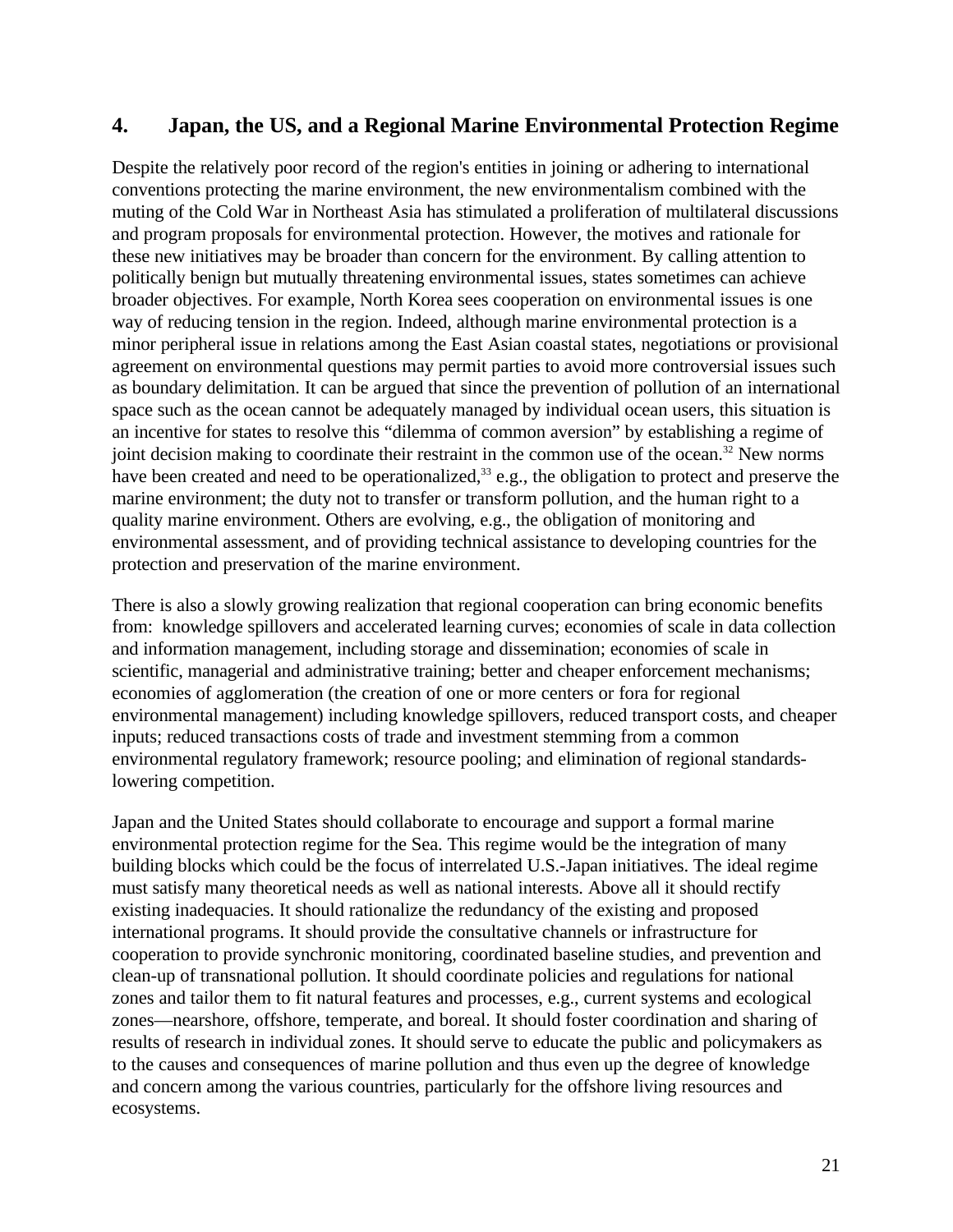## 4. Japan, the US, and a Regional Marine Environmental Protection Regime

Despite the relatively poor record of the region's entities in joining or adhering to international conventions protecting the marine environment, the new environmentalism combined with the muting of the Cold War in Northeast Asia has stimulated a proliferation of multilateral discussions and program proposals for environmental protection. However, the motives and rationale for these new initiatives may be broader than concern for the environment. By calling attention to politically benign but mutually threatening environmental issues, states sometimes can achieve broader objectives. For example, North Korea sees cooperation on environmental issues is one way of reducing tension in the region. Indeed, although marine environmental protection is a minor peripheral issue in relations among the East Asian coastal states, negotiations or provisional agreement on environmental questions may permit parties to avoid more controversial issues such as boundary delimitation. It can be argued that since the prevention of pollution of an international space such as the ocean cannot be adequately managed by individual ocean users, this situation is an incentive for states to resolve this "dilemma of common aversion" by establishing a regime of joint decision making to coordinate their restraint in the common use of the ocean.[32] New norms have been created and need to be operationalized,[33] e.g., the obligation to protect and preserve the marine environment; the duty not to transfer or transform pollution, and the human right to a quality marine environment. Others are evolving, e.g., the obligation of monitoring and environmental assessment, and of providing technical assistance to developing countries for the protection and preservation of the marine environment.

There is also a slowly growing realization that regional cooperation can bring economic benefits from: knowledge spillovers and accelerated learning curves; economies of scale in data collection and information management, including storage and dissemination; economies of scale in scientific, managerial and administrative training; better and cheaper enforcement mechanisms; economies of agglomeration (the creation of one or more centers or fora for regional environmental management) including knowledge spillovers, reduced transport costs, and cheaper inputs; reduced transactions costs of trade and investment stemming from a common environmental regulatory framework; resource pooling; and elimination of regional standards-lowering competition.

Japan and the United States should collaborate to encourage and support a formal marine environmental protection regime for the Sea. This regime would be the integration of many building blocks which could be the focus of interrelated U.S.-Japan initiatives. The ideal regime must satisfy many theoretical needs as well as national interests. Above all it should rectify existing inadequacies. It should rationalize the redundancy of the existing and proposed international programs. It should provide the consultative channels or infrastructure for cooperation to provide synchronic monitoring, coordinated baseline studies, and prevention and clean-up of transnational pollution. It should coordinate policies and regulations for national zones and tailor them to fit natural features and processes, e.g., current systems and ecological zones—nearshore, offshore, temperate, and boreal. It should foster coordination and sharing of results of research in individual zones. It should serve to educate the public and policymakers as to the causes and consequences of marine pollution and thus even up the degree of knowledge and concern among the various countries, particularly for the offshore living resources and ecosystems.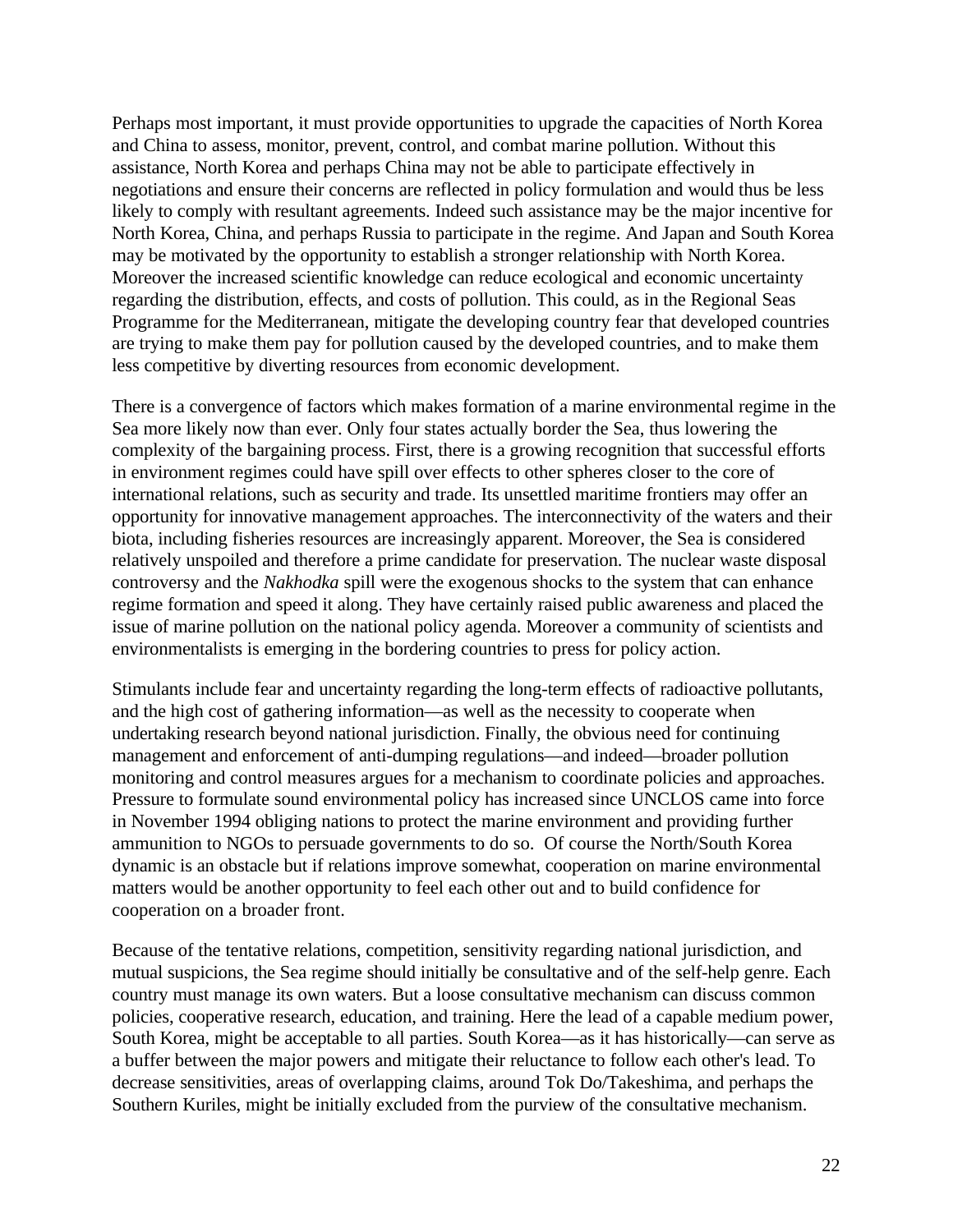Perhaps most important, it must provide opportunities to upgrade the capacities of North Korea and China to assess, monitor, prevent, control, and combat marine pollution. Without this assistance, North Korea and perhaps China may not be able to participate effectively in negotiations and ensure their concerns are reflected in policy formulation and would thus be less likely to comply with resultant agreements. Indeed such assistance may be the major incentive for North Korea, China, and perhaps Russia to participate in the regime. And Japan and South Korea may be motivated by the opportunity to establish a stronger relationship with North Korea. Moreover the increased scientific knowledge can reduce ecological and economic uncertainty regarding the distribution, effects, and costs of pollution. This could, as in the Regional Seas Programme for the Mediterranean, mitigate the developing country fear that developed countries are trying to make them pay for pollution caused by the developed countries, and to make them less competitive by diverting resources from economic development.

There is a convergence of factors which makes formation of a marine environmental regime in the Sea more likely now than ever. Only four states actually border the Sea, thus lowering the complexity of the bargaining process. First, there is a growing recognition that successful efforts in environment regimes could have spill over effects to other spheres closer to the core of international relations, such as security and trade. Its unsettled maritime frontiers may offer an opportunity for innovative management approaches. The interconnectivity of the waters and their biota, including fisheries resources are increasingly apparent. Moreover, the Sea is considered relatively unspoiled and therefore a prime candidate for preservation. The nuclear waste disposal controversy and the *Nakhodka* spill were the exogenous shocks to the system that can enhance regime formation and speed it along. They have certainly raised public awareness and placed the issue of marine pollution on the national policy agenda. Moreover a community of scientists and environmentalists is emerging in the bordering countries to press for policy action.

Stimulants include fear and uncertainty regarding the long-term effects of radioactive pollutants, and the high cost of gathering information—as well as the necessity to cooperate when undertaking research beyond national jurisdiction. Finally, the obvious need for continuing management and enforcement of anti-dumping regulations—and indeed—broader pollution monitoring and control measures argues for a mechanism to coordinate policies and approaches. Pressure to formulate sound environmental policy has increased since UNCLOS came into force in November 1994 obliging nations to protect the marine environment and providing further ammunition to NGOs to persuade governments to do so. Of course the North/South Korea dynamic is an obstacle but if relations improve somewhat, cooperation on marine environmental matters would be another opportunity to feel each other out and to build confidence for cooperation on a broader front.

Because of the tentative relations, competition, sensitivity regarding national jurisdiction, and mutual suspicions, the Sea regime should initially be consultative and of the self-help genre. Each country must manage its own waters. But a loose consultative mechanism can discuss common policies, cooperative research, education, and training. Here the lead of a capable medium power, South Korea, might be acceptable to all parties. South Korea—as it has historically—can serve as a buffer between the major powers and mitigate their reluctance to follow each other's lead. To decrease sensitivities, areas of overlapping claims, around Tok Do/Takeshima, and perhaps the Southern Kuriles, might be initially excluded from the purview of the consultative mechanism.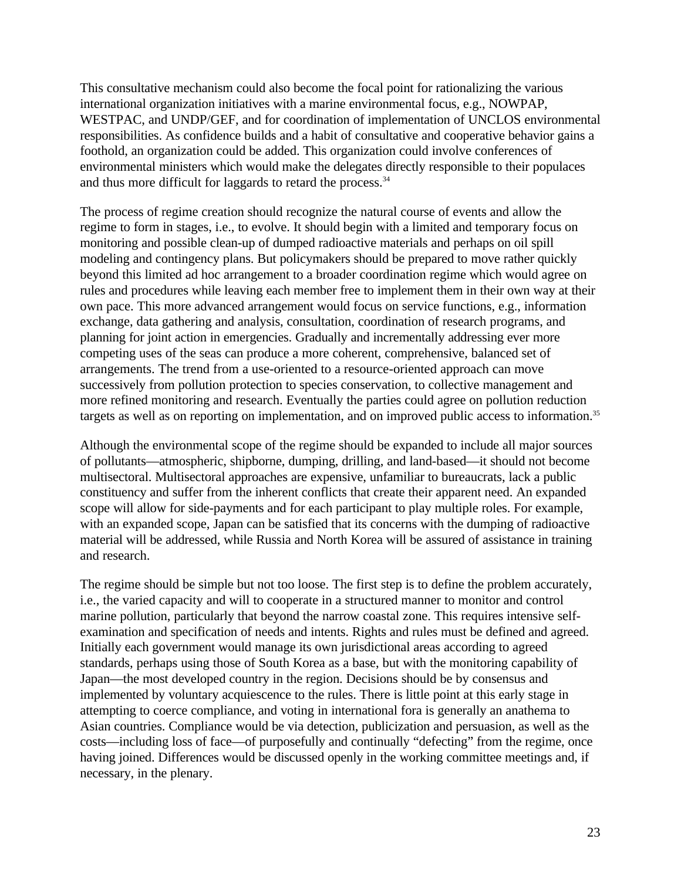This consultative mechanism could also become the focal point for rationalizing the various international organization initiatives with a marine environmental focus, e.g., NOWPAP, WESTPAC, and UNDP/GEF, and for coordination of implementation of UNCLOS environmental responsibilities. As confidence builds and a habit of consultative and cooperative behavior gains a foothold, an organization could be added. This organization could involve conferences of environmental ministers which would make the delegates directly responsible to their populaces and thus more difficult for laggards to retard the process.[34]

The process of regime creation should recognize the natural course of events and allow the regime to form in stages, i.e., to evolve. It should begin with a limited and temporary focus on monitoring and possible clean-up of dumped radioactive materials and perhaps on oil spill modeling and contingency plans. But policymakers should be prepared to move rather quickly beyond this limited ad hoc arrangement to a broader coordination regime which would agree on rules and procedures while leaving each member free to implement them in their own way at their own pace. This more advanced arrangement would focus on service functions, e.g., information exchange, data gathering and analysis, consultation, coordination of research programs, and planning for joint action in emergencies. Gradually and incrementally addressing ever more competing uses of the seas can produce a more coherent, comprehensive, balanced set of arrangements. The trend from a use-oriented to a resource-oriented approach can move successively from pollution protection to species conservation, to collective management and more refined monitoring and research. Eventually the parties could agree on pollution reduction targets as well as on reporting on implementation, and on improved public access to information.[35]

Although the environmental scope of the regime should be expanded to include all major sources of pollutants—atmospheric, shipborne, dumping, drilling, and land-based—it should not become multisectoral. Multisectoral approaches are expensive, unfamiliar to bureaucrats, lack a public constituency and suffer from the inherent conflicts that create their apparent need. An expanded scope will allow for side-payments and for each participant to play multiple roles. For example, with an expanded scope, Japan can be satisfied that its concerns with the dumping of radioactive material will be addressed, while Russia and North Korea will be assured of assistance in training and research.

The regime should be simple but not too loose. The first step is to define the problem accurately, i.e., the varied capacity and will to cooperate in a structured manner to monitor and control marine pollution, particularly that beyond the narrow coastal zone. This requires intensive self-examination and specification of needs and intents. Rights and rules must be defined and agreed. Initially each government would manage its own jurisdictional areas according to agreed standards, perhaps using those of South Korea as a base, but with the monitoring capability of Japan—the most developed country in the region. Decisions should be by consensus and implemented by voluntary acquiescence to the rules. There is little point at this early stage in attempting to coerce compliance, and voting in international fora is generally an anathema to Asian countries. Compliance would be via detection, publicization and persuasion, as well as the costs—including loss of face—of purposefully and continually "defecting" from the regime, once having joined. Differences would be discussed openly in the working committee meetings and, if necessary, in the plenary.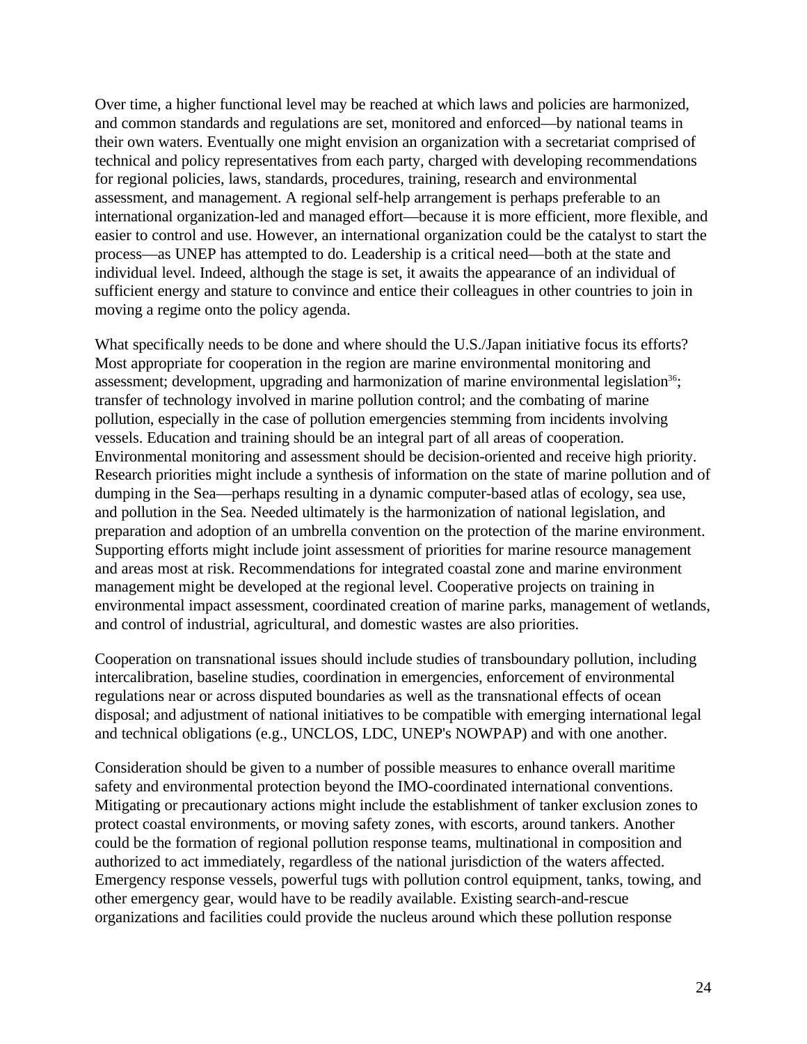Over time, a higher functional level may be reached at which laws and policies are harmonized, and common standards and regulations are set, monitored and enforced—by national teams in their own waters. Eventually one might envision an organization with a secretariat comprised of technical and policy representatives from each party, charged with developing recommendations for regional policies, laws, standards, procedures, training, research and environmental assessment, and management. A regional self-help arrangement is perhaps preferable to an international organization-led and managed effort—because it is more efficient, more flexible, and easier to control and use. However, an international organization could be the catalyst to start the process—as UNEP has attempted to do. Leadership is a critical need—both at the state and individual level. Indeed, although the stage is set, it awaits the appearance of an individual of sufficient energy and stature to convince and entice their colleagues in other countries to join in moving a regime onto the policy agenda.

What specifically needs to be done and where should the U.S./Japan initiative focus its efforts? Most appropriate for cooperation in the region are marine environmental monitoring and assessment; development, upgrading and harmonization of marine environmental legislation[36]; transfer of technology involved in marine pollution control; and the combating of marine pollution, especially in the case of pollution emergencies stemming from incidents involving vessels. Education and training should be an integral part of all areas of cooperation. Environmental monitoring and assessment should be decision-oriented and receive high priority. Research priorities might include a synthesis of information on the state of marine pollution and of dumping in the Sea—perhaps resulting in a dynamic computer-based atlas of ecology, sea use, and pollution in the Sea. Needed ultimately is the harmonization of national legislation, and preparation and adoption of an umbrella convention on the protection of the marine environment. Supporting efforts might include joint assessment of priorities for marine resource management and areas most at risk. Recommendations for integrated coastal zone and marine environment management might be developed at the regional level. Cooperative projects on training in environmental impact assessment, coordinated creation of marine parks, management of wetlands, and control of industrial, agricultural, and domestic wastes are also priorities.

Cooperation on transnational issues should include studies of transboundary pollution, including intercalibration, baseline studies, coordination in emergencies, enforcement of environmental regulations near or across disputed boundaries as well as the transnational effects of ocean disposal; and adjustment of national initiatives to be compatible with emerging international legal and technical obligations (e.g., UNCLOS, LDC, UNEP's NOWPAP) and with one another.

Consideration should be given to a number of possible measures to enhance overall maritime safety and environmental protection beyond the IMO-coordinated international conventions. Mitigating or precautionary actions might include the establishment of tanker exclusion zones to protect coastal environments, or moving safety zones, with escorts, around tankers. Another could be the formation of regional pollution response teams, multinational in composition and authorized to act immediately, regardless of the national jurisdiction of the waters affected. Emergency response vessels, powerful tugs with pollution control equipment, tanks, towing, and other emergency gear, would have to be readily available. Existing search-and-rescue organizations and facilities could provide the nucleus around which these pollution response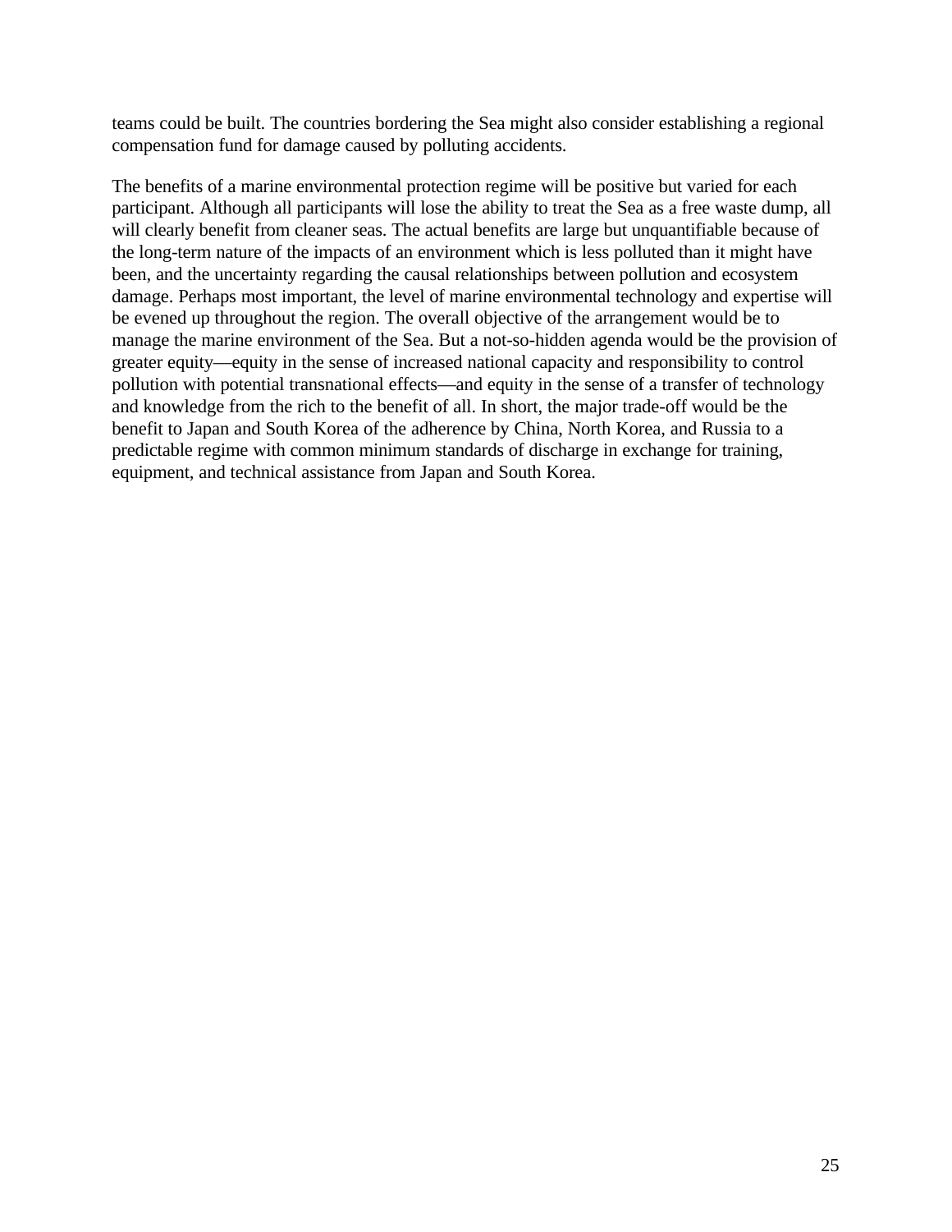teams could be built. The countries bordering the Sea might also consider establishing a regional compensation fund for damage caused by polluting accidents.

The benefits of a marine environmental protection regime will be positive but varied for each participant. Although all participants will lose the ability to treat the Sea as a free waste dump, all will clearly benefit from cleaner seas. The actual benefits are large but unquantifiable because of the long-term nature of the impacts of an environment which is less polluted than it might have been, and the uncertainty regarding the causal relationships between pollution and ecosystem damage. Perhaps most important, the level of marine environmental technology and expertise will be evened up throughout the region. The overall objective of the arrangement would be to manage the marine environment of the Sea. But a not-so-hidden agenda would be the provision of greater equity—equity in the sense of increased national capacity and responsibility to control pollution with potential transnational effects—and equity in the sense of a transfer of technology and knowledge from the rich to the benefit of all. In short, the major trade-off would be the benefit to Japan and South Korea of the adherence by China, North Korea, and Russia to a predictable regime with common minimum standards of discharge in exchange for training, equipment, and technical assistance from Japan and South Korea.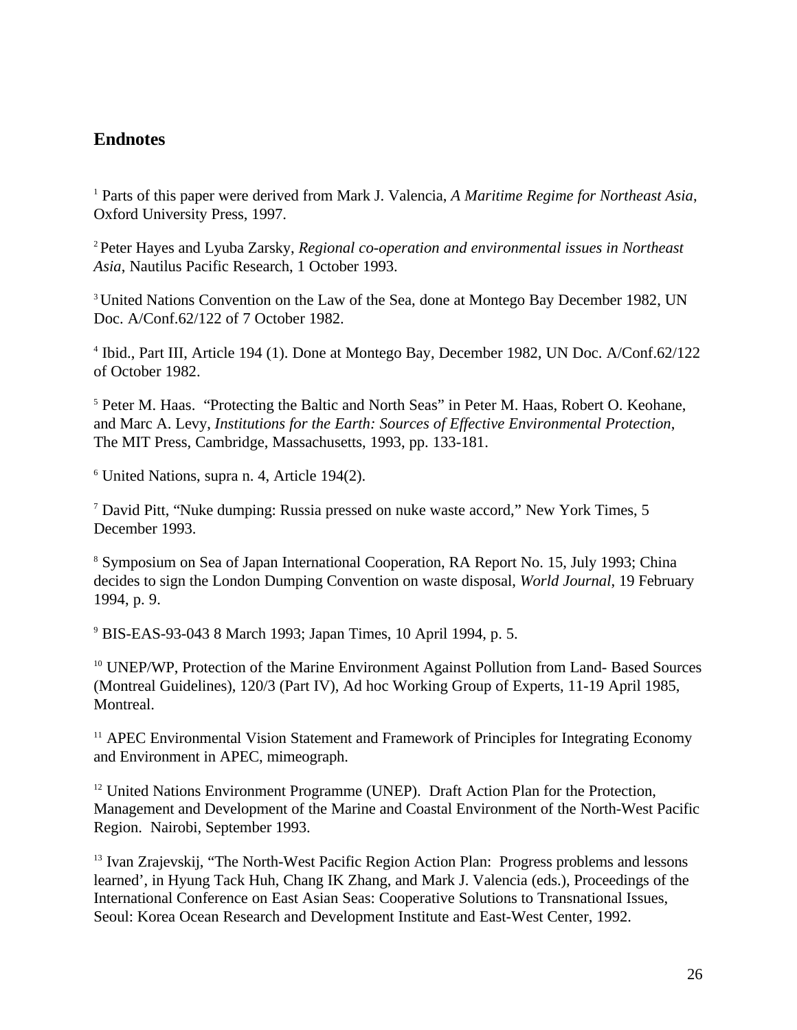## Endnotes

[1] Parts of this paper were derived from Mark J. Valencia, *A Maritime Regime for Northeast Asia*, Oxford University Press, 1997.

[2] Peter Hayes and Lyuba Zarsky, *Regional co-operation and environmental issues in Northeast Asia*, Nautilus Pacific Research, 1 October 1993.

[3] United Nations Convention on the Law of the Sea, done at Montego Bay December 1982, UN Doc. A/Conf.62/122 of 7 October 1982.

[4] Ibid., Part III, Article 194 (1). Done at Montego Bay, December 1982, UN Doc. A/Conf.62/122 of October 1982.

[5] Peter M. Haas. "Protecting the Baltic and North Seas" in Peter M. Haas, Robert O. Keohane, and Marc A. Levy, *Institutions for the Earth: Sources of Effective Environmental Protection*, The MIT Press, Cambridge, Massachusetts, 1993, pp. 133-181.

[6] United Nations, supra n. 4, Article 194(2).

[7] David Pitt, "Nuke dumping: Russia pressed on nuke waste accord," New York Times, 5 December 1993.

[8] Symposium on Sea of Japan International Cooperation, RA Report No. 15, July 1993; China decides to sign the London Dumping Convention on waste disposal, *World Journal*, 19 February 1994, p. 9.

[9] BIS-EAS-93-043 8 March 1993; Japan Times, 10 April 1994, p. 5.

[10] UNEP/WP, Protection of the Marine Environment Against Pollution from Land- Based Sources (Montreal Guidelines), 120/3 (Part IV), Ad hoc Working Group of Experts, 11-19 April 1985, Montreal.

[11] APEC Environmental Vision Statement and Framework of Principles for Integrating Economy and Environment in APEC, mimeograph.

[12] United Nations Environment Programme (UNEP). Draft Action Plan for the Protection, Management and Development of the Marine and Coastal Environment of the North-West Pacific Region. Nairobi, September 1993.

[13] Ivan Zrajevskij, "The North-West Pacific Region Action Plan: Progress problems and lessons learned', in Hyung Tack Huh, Chang IK Zhang, and Mark J. Valencia (eds.), Proceedings of the International Conference on East Asian Seas: Cooperative Solutions to Transnational Issues, Seoul: Korea Ocean Research and Development Institute and East-West Center, 1992.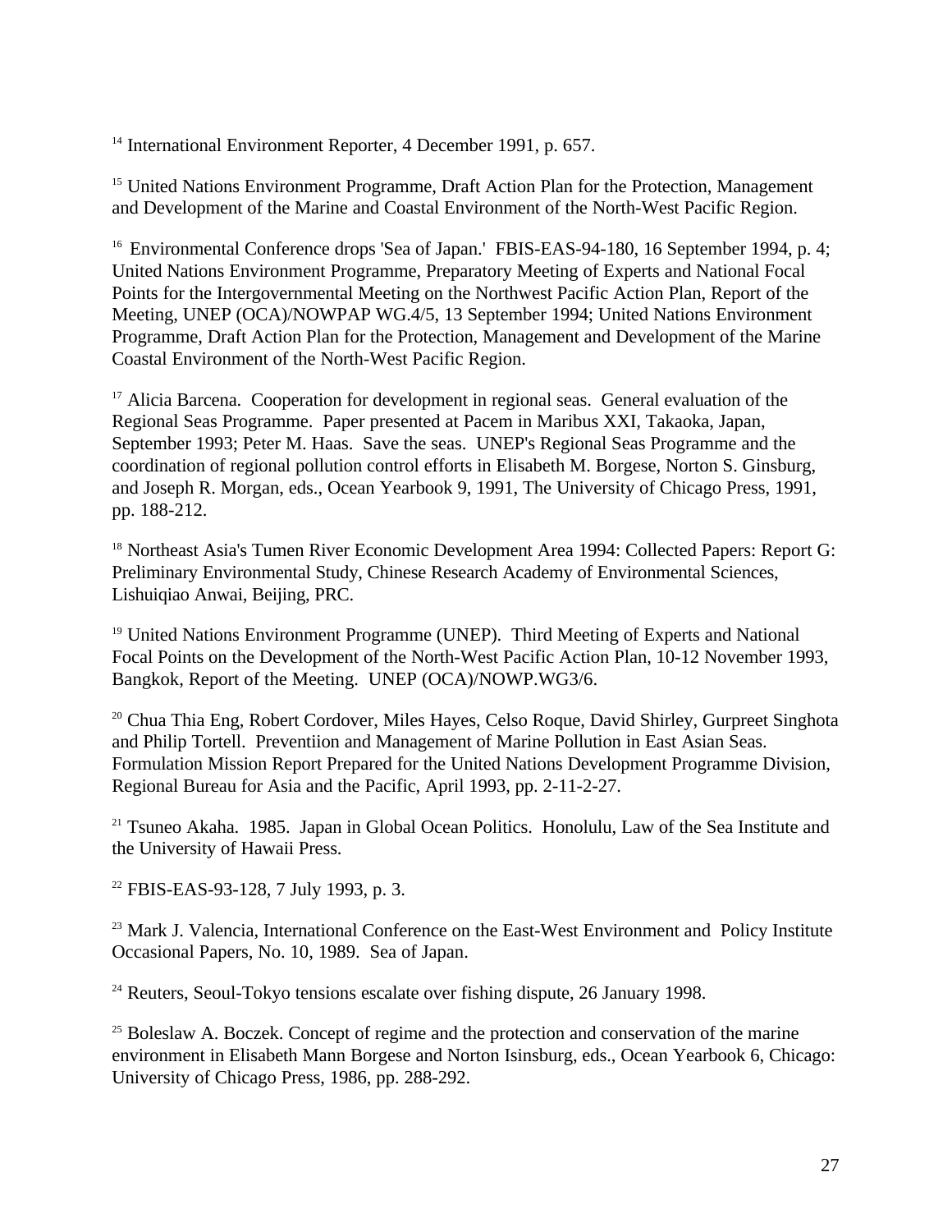[14] International Environment Reporter, 4 December 1991, p. 657.

[15] United Nations Environment Programme, Draft Action Plan for the Protection, Management and Development of the Marine and Coastal Environment of the North-West Pacific Region.

[16] Environmental Conference drops 'Sea of Japan.' FBIS-EAS-94-180, 16 September 1994, p. 4; United Nations Environment Programme, Preparatory Meeting of Experts and National Focal Points for the Intergovernmental Meeting on the Northwest Pacific Action Plan, Report of the Meeting, UNEP (OCA)/NOWPAP WG.4/5, 13 September 1994; United Nations Environment Programme, Draft Action Plan for the Protection, Management and Development of the Marine Coastal Environment of the North-West Pacific Region.

[17] Alicia Barcena. Cooperation for development in regional seas. General evaluation of the Regional Seas Programme. Paper presented at Pacem in Maribus XXI, Takaoka, Japan, September 1993; Peter M. Haas. Save the seas. UNEP's Regional Seas Programme and the coordination of regional pollution control efforts in Elisabeth M. Borgese, Norton S. Ginsburg, and Joseph R. Morgan, eds., Ocean Yearbook 9, 1991, The University of Chicago Press, 1991, pp. 188-212.

[18] Northeast Asia's Tumen River Economic Development Area 1994: Collected Papers: Report G: Preliminary Environmental Study, Chinese Research Academy of Environmental Sciences, Lishuiqiao Anwai, Beijing, PRC.

[19] United Nations Environment Programme (UNEP). Third Meeting of Experts and National Focal Points on the Development of the North-West Pacific Action Plan, 10-12 November 1993, Bangkok, Report of the Meeting. UNEP (OCA)/NOWP.WG3/6.

[20] Chua Thia Eng, Robert Cordover, Miles Hayes, Celso Roque, David Shirley, Gurpreet Singhota and Philip Tortell. Preventiion and Management of Marine Pollution in East Asian Seas. Formulation Mission Report Prepared for the United Nations Development Programme Division, Regional Bureau for Asia and the Pacific, April 1993, pp. 2-11-2-27.

[21] Tsuneo Akaha. 1985. Japan in Global Ocean Politics. Honolulu, Law of the Sea Institute and the University of Hawaii Press.

[22] FBIS-EAS-93-128, 7 July 1993, p. 3.

[23] Mark J. Valencia, International Conference on the East-West Environment and Policy Institute Occasional Papers, No. 10, 1989. Sea of Japan.

[24] Reuters, Seoul-Tokyo tensions escalate over fishing dispute, 26 January 1998.

[25] Boleslaw A. Boczek. Concept of regime and the protection and conservation of the marine environment in Elisabeth Mann Borgese and Norton Isinsburg, eds., Ocean Yearbook 6, Chicago: University of Chicago Press, 1986, pp. 288-292.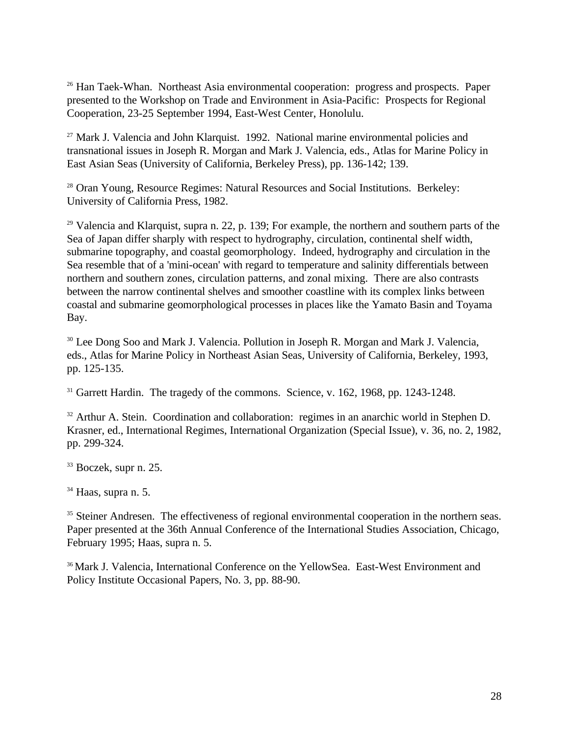[26] Han Taek-Whan. Northeast Asia environmental cooperation: progress and prospects. Paper presented to the Workshop on Trade and Environment in Asia-Pacific: Prospects for Regional Cooperation, 23-25 September 1994, East-West Center, Honolulu.

[27] Mark J. Valencia and John Klarquist. 1992. National marine environmental policies and transnational issues in Joseph R. Morgan and Mark J. Valencia, eds., Atlas for Marine Policy in East Asian Seas (University of California, Berkeley Press), pp. 136-142; 139.

[28] Oran Young, Resource Regimes: Natural Resources and Social Institutions. Berkeley: University of California Press, 1982.

[29] Valencia and Klarquist, supra n. 22, p. 139; For example, the northern and southern parts of the Sea of Japan differ sharply with respect to hydrography, circulation, continental shelf width, submarine topography, and coastal geomorphology. Indeed, hydrography and circulation in the Sea resemble that of a 'mini-ocean' with regard to temperature and salinity differentials between northern and southern zones, circulation patterns, and zonal mixing. There are also contrasts between the narrow continental shelves and smoother coastline with its complex links between coastal and submarine geomorphological processes in places like the Yamato Basin and Toyama Bay.

[30] Lee Dong Soo and Mark J. Valencia. Pollution in Joseph R. Morgan and Mark J. Valencia, eds., Atlas for Marine Policy in Northeast Asian Seas, University of California, Berkeley, 1993, pp. 125-135.

[31] Garrett Hardin. The tragedy of the commons. Science, v. 162, 1968, pp. 1243-1248.

[32] Arthur A. Stein. Coordination and collaboration: regimes in an anarchic world in Stephen D. Krasner, ed., International Regimes, International Organization (Special Issue), v. 36, no. 2, 1982, pp. 299-324.

[33] Boczek, supr n. 25.

[34] Haas, supra n. 5.

[35] Steiner Andresen. The effectiveness of regional environmental cooperation in the northern seas. Paper presented at the 36th Annual Conference of the International Studies Association, Chicago, February 1995; Haas, supra n. 5.

[36] Mark J. Valencia, International Conference on the YellowSea. East-West Environment and Policy Institute Occasional Papers, No. 3, pp. 88-90.